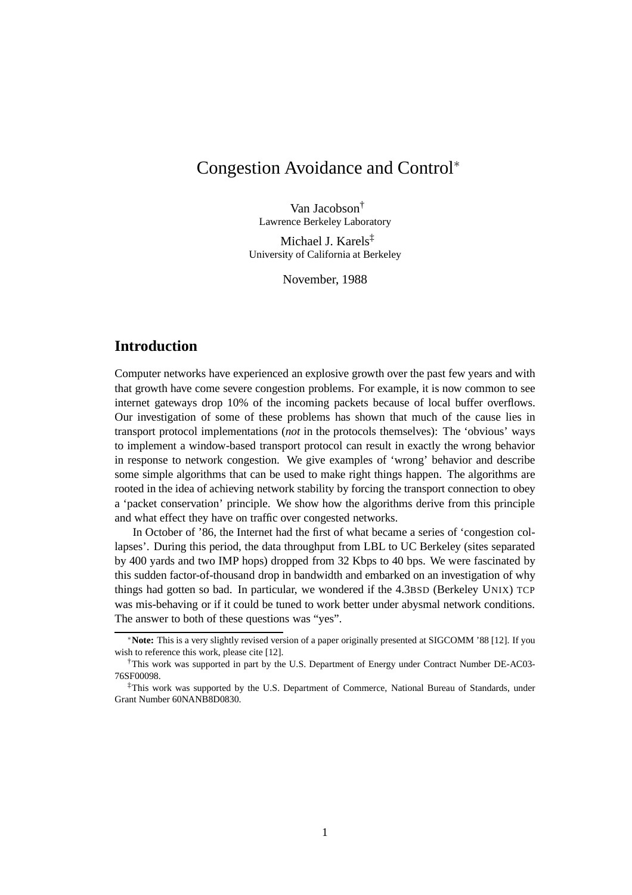# Congestion Avoidance and Control*

Van Jacobson†
Lawrence Berkeley Laboratory

Michael J. Karels‡
University of California at Berkeley

November, 1988

## Introduction

Computer networks have experienced an explosive growth over the past few years and with that growth have come severe congestion problems. For example, it is now common to see internet gateways drop 10% of the incoming packets because of local buffer overflows. Our investigation of some of these problems has shown that much of the cause lies in transport protocol implementations (*not* in the protocols themselves): The 'obvious' ways to implement a window-based transport protocol can result in exactly the wrong behavior in response to network congestion. We give examples of 'wrong' behavior and describe some simple algorithms that can be used to make right things happen. The algorithms are rooted in the idea of achieving network stability by forcing the transport connection to obey a 'packet conservation' principle. We show how the algorithms derive from this principle and what effect they have on traffic over congested networks.

In October of '86, the Internet had the first of what became a series of 'congestion collapses'. During this period, the data throughput from LBL to UC Berkeley (sites separated by 400 yards and two IMP hops) dropped from 32 Kbps to 40 bps. We were fascinated by this sudden factor-of-thousand drop in bandwidth and embarked on an investigation of why things had gotten so bad. In particular, we wondered if the 4.3BSD (Berkeley UNIX) TCP was mis-behaving or if it could be tuned to work better under abysmal network conditions. The answer to both of these questions was "yes".

---

*\*Note:* This is a very slightly revised version of a paper originally presented at SIGCOMM '88 [12]. If you wish to reference this work, please cite [12].

†This work was supported in part by the U.S. Department of Energy under Contract Number DE-AC03-76SF00098.

‡This work was supported by the U.S. Department of Commerce, National Bureau of Standards, under Grant Number 60NANB8D0830.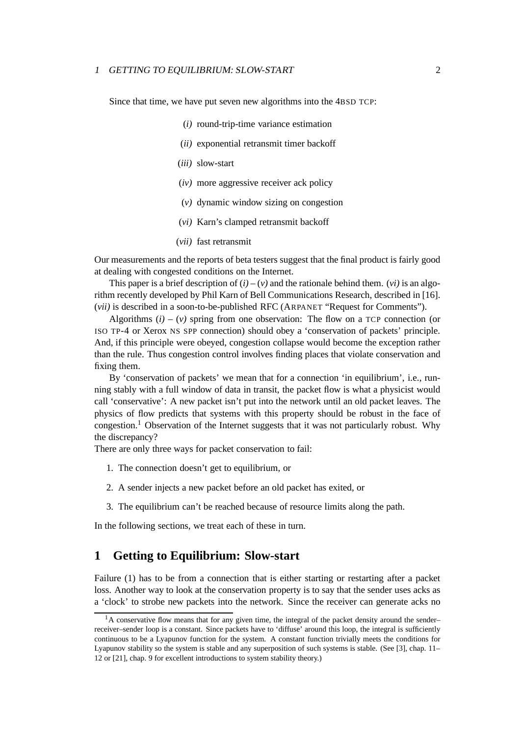Since that time, we have put seven new algorithms into the 4BSD TCP:

(*i*) round-trip-time variance estimation

(*ii*) exponential retransmit timer backoff

(*iii*) slow-start

(*iv*) more aggressive receiver ack policy

(*v*) dynamic window sizing on congestion

(*vi*) Karn's clamped retransmit backoff

(*vii*) fast retransmit

Our measurements and the reports of beta testers suggest that the final product is fairly good at dealing with congested conditions on the Internet.

This paper is a brief description of (*i*) – (*v*) and the rationale behind them. (*vi*) is an algorithm recently developed by Phil Karn of Bell Communications Research, described in [16]. (*vii*) is described in a soon-to-be-published RFC (ARPANET "Request for Comments").

Algorithms (*i*) – (*v*) spring from one observation: The flow on a TCP connection (or ISO TP-4 or Xerox NS SPP connection) should obey a 'conservation of packets' principle. And, if this principle were obeyed, congestion collapse would become the exception rather than the rule. Thus congestion control involves finding places that violate conservation and fixing them.

By 'conservation of packets' we mean that for a connection 'in equilibrium', i.e., running stably with a full window of data in transit, the packet flow is what a physicist would call 'conservative': A new packet isn't put into the network until an old packet leaves. The physics of flow predicts that systems with this property should be robust in the face of congestion.[1] Observation of the Internet suggests that it was not particularly robust. Why the discrepancy?

There are only three ways for packet conservation to fail:

1. The connection doesn't get to equilibrium, or
2. A sender injects a new packet before an old packet has exited, or
3. The equilibrium can't be reached because of resource limits along the path.

In the following sections, we treat each of these in turn.

## 1 Getting to Equilibrium: Slow-start

Failure (1) has to be from a connection that is either starting or restarting after a packet loss. Another way to look at the conservation property is to say that the sender uses acks as a 'clock' to strobe new packets into the network. Since the receiver can generate acks no

[1] A conservative flow means that for any given time, the integral of the packet density around the sender–receiver–sender loop is a constant. Since packets have to 'diffuse' around this loop, the integral is sufficiently continuous to be a Lyapunov function for the system. A constant function trivially meets the conditions for Lyapunov stability so the system is stable and any superposition of such systems is stable. (See [3], chap. 11–12 or [21], chap. 9 for excellent introductions to system stability theory.)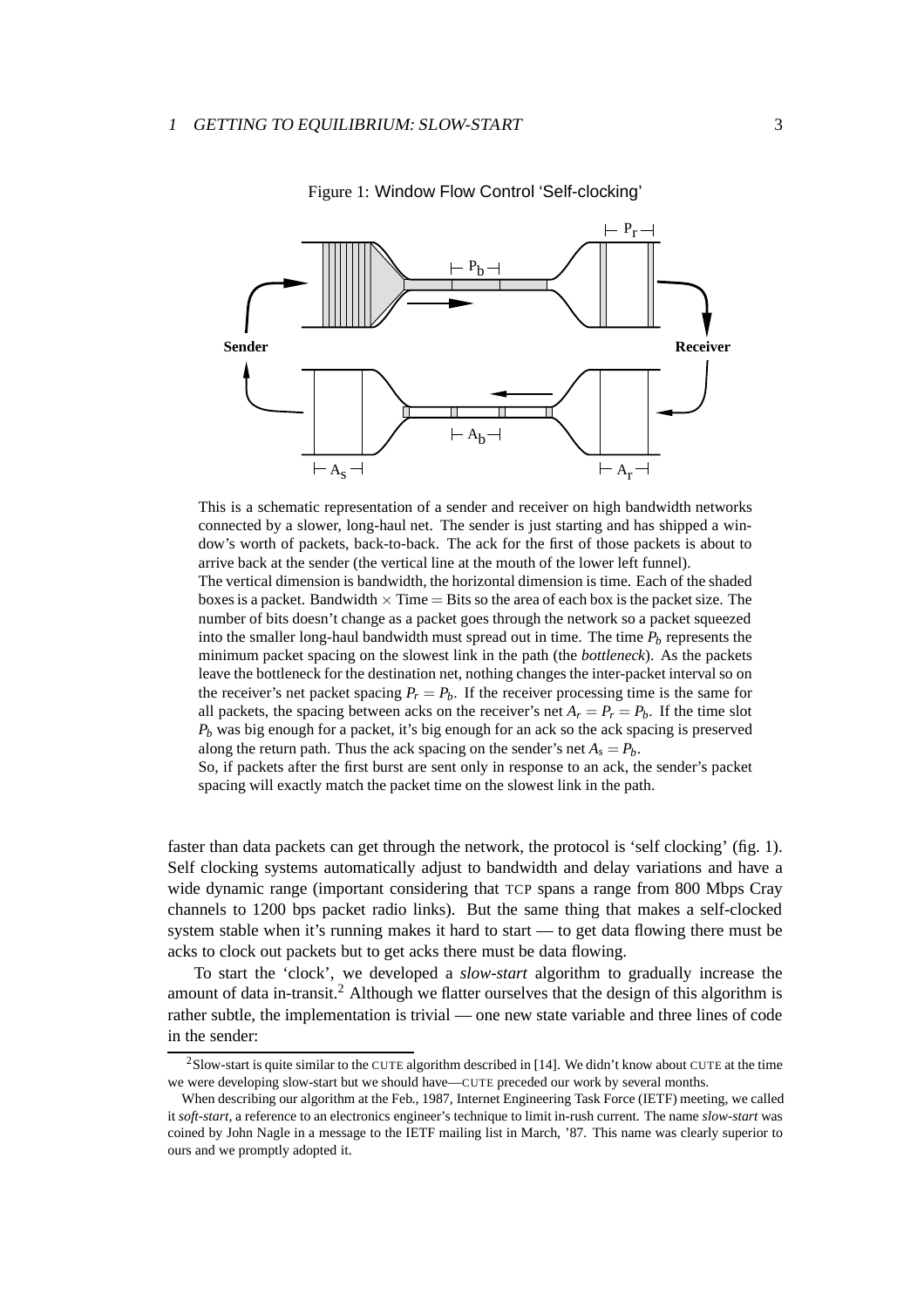Figure 1: Window Flow Control 'Self-clocking'

This is a schematic representation of a sender and receiver on high bandwidth networks connected by a slower, long-haul net. The sender is just starting and has shipped a window's worth of packets, back-to-back. The ack for the first of those packets is about to arrive back at the sender (the vertical line at the mouth of the lower left funnel).

The vertical dimension is bandwidth, the horizontal dimension is time. Each of the shaded boxes is a packet. Bandwidth × Time = Bits so the area of each box is the packet size. The number of bits doesn't change as a packet goes through the network so a packet squeezed into the smaller long-haul bandwidth must spread out in time. The time $P_b$ represents the minimum packet spacing on the slowest link in the path (the *bottleneck*). As the packets leave the bottleneck for the destination net, nothing changes the inter-packet interval so on the receiver's net packet spacing $P_r = P_b$. If the receiver processing time is the same for all packets, the spacing between acks on the receiver's net $A_r = P_r = P_b$. If the time slot $P_b$ was big enough for a packet, it's big enough for an ack so the ack spacing is preserved along the return path. Thus the ack spacing on the sender's net $A_s = P_b$.

So, if packets after the first burst are sent only in response to an ack, the sender's packet spacing will exactly match the packet time on the slowest link in the path.

faster than data packets can get through the network, the protocol is 'self clocking' (fig. 1). Self clocking systems automatically adjust to bandwidth and delay variations and have a wide dynamic range (important considering that TCP spans a range from 800 Mbps Cray channels to 1200 bps packet radio links). But the same thing that makes a self-clocked system stable when it's running makes it hard to start — to get data flowing there must be acks to clock out packets but to get acks there must be data flowing.

To start the 'clock', we developed a *slow-start* algorithm to gradually increase the amount of data in-transit.[2] Although we flatter ourselves that the design of this algorithm is rather subtle, the implementation is trivial — one new state variable and three lines of code in the sender:

[2] Slow-start is quite similar to the CUTE algorithm described in [14]. We didn't know about CUTE at the time we were developing slow-start but we should have—CUTE preceded our work by several months.

When describing our algorithm at the Feb., 1987, Internet Engineering Task Force (IETF) meeting, we called it *soft-start*, a reference to an electronics engineer's technique to limit in-rush current. The name *slow-start* was coined by John Nagle in a message to the IETF mailing list in March, '87. This name was clearly superior to ours and we promptly adopted it.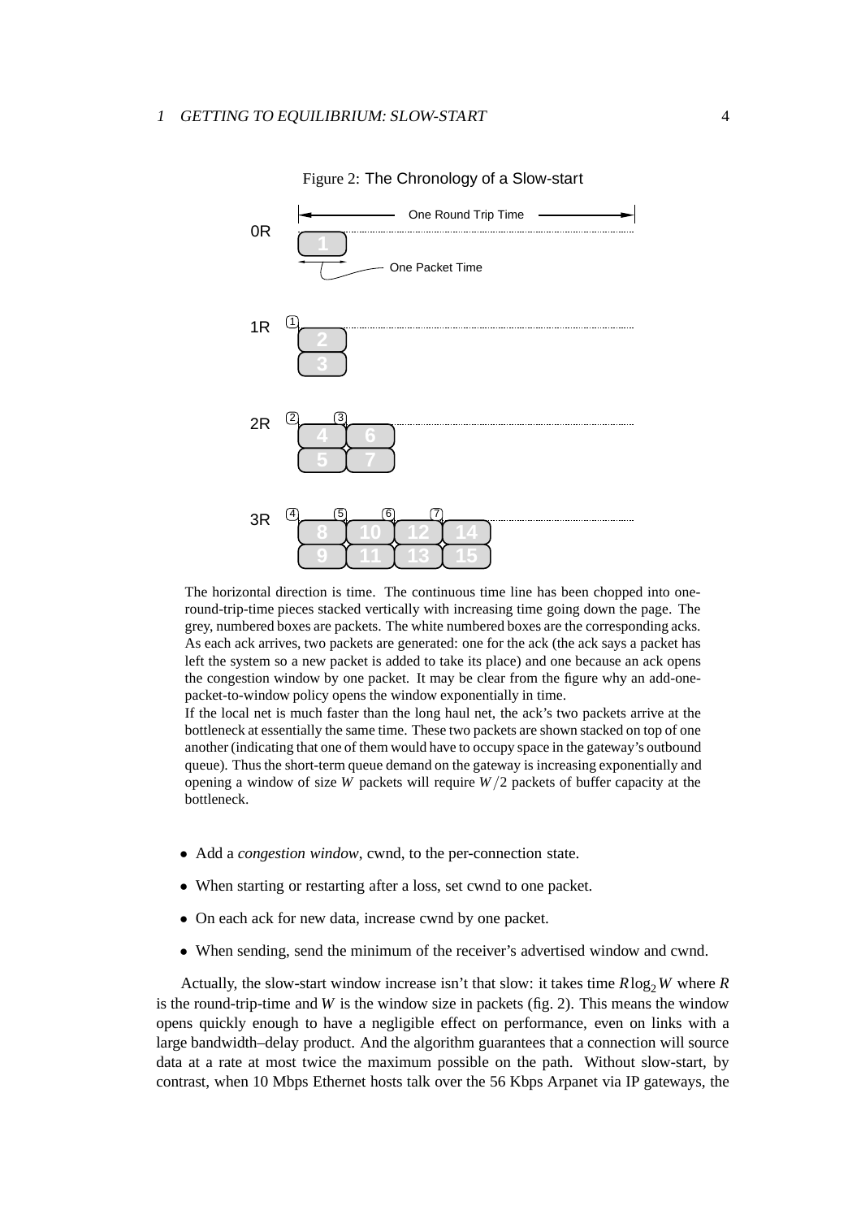Figure 2: The Chronology of a Slow-start

The horizontal direction is time. The continuous time line has been chopped into one-round-trip-time pieces stacked vertically with increasing time going down the page. The grey, numbered boxes are packets. The white numbered boxes are the corresponding acks. As each ack arrives, two packets are generated: one for the ack (the ack says a packet has left the system so a new packet is added to take its place) and one because an ack opens the congestion window by one packet. It may be clear from the figure why an add-one-packet-to-window policy opens the window exponentially in time.

If the local net is much faster than the long haul net, the ack's two packets arrive at the bottleneck at essentially the same time. These two packets are shown stacked on top of one another (indicating that one of them would have to occupy space in the gateway's outbound queue). Thus the short-term queue demand on the gateway is increasing exponentially and opening a window of size $W$ packets will require $W/2$ packets of buffer capacity at the bottleneck.

- Add a *congestion window*, cwnd, to the per-connection state.
- When starting or restarting after a loss, set cwnd to one packet.
- On each ack for new data, increase cwnd by one packet.
- When sending, send the minimum of the receiver's advertised window and cwnd.

Actually, the slow-start window increase isn't that slow: it takes time $R \log_2 W$ where $R$ is the round-trip-time and $W$ is the window size in packets (fig. 2). This means the window opens quickly enough to have a negligible effect on performance, even on links with a large bandwidth–delay product. And the algorithm guarantees that a connection will source data at a rate at most twice the maximum possible on the path. Without slow-start, by contrast, when 10 Mbps Ethernet hosts talk over the 56 Kbps Arpanet via IP gateways, the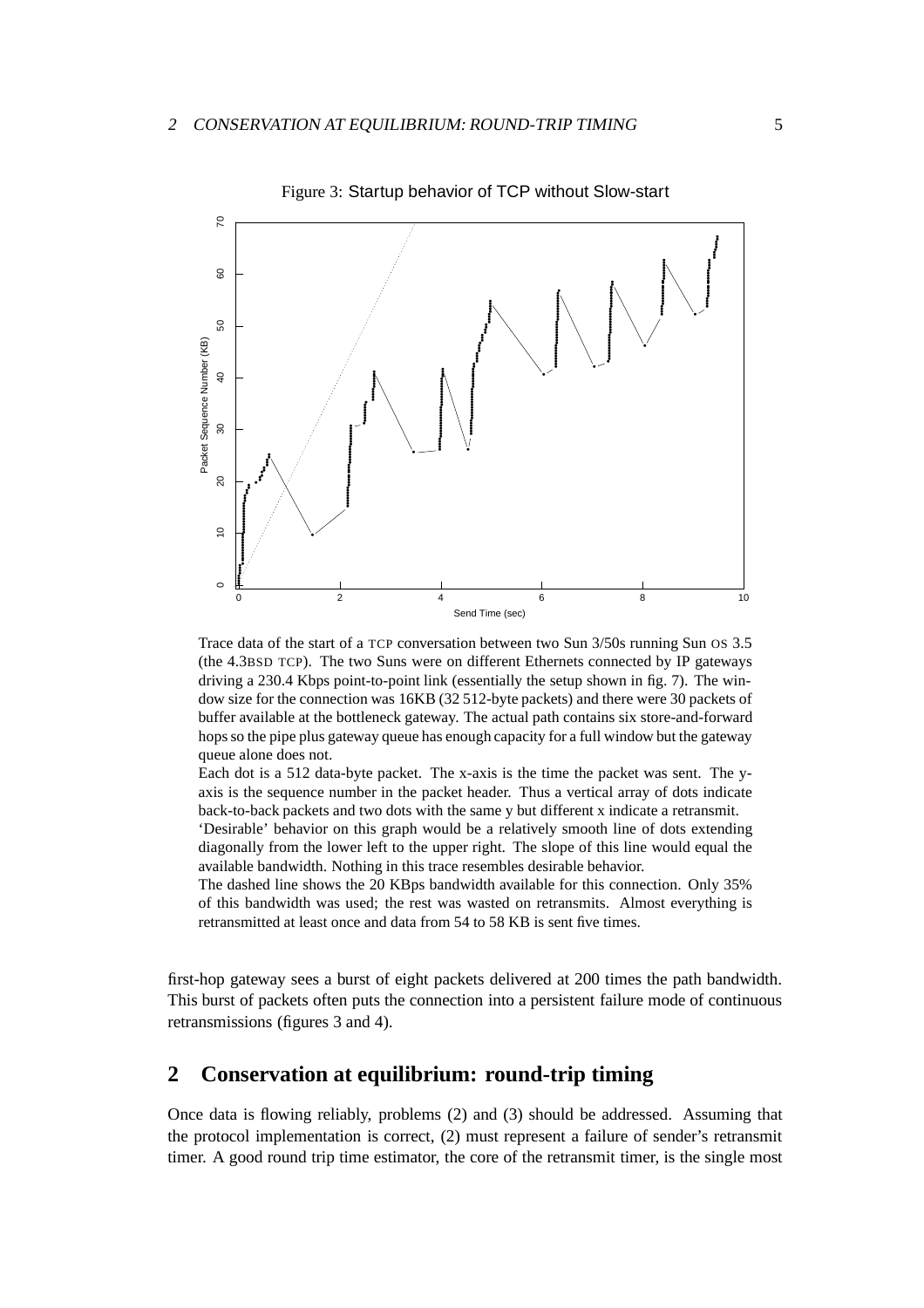Figure 3: Startup behavior of TCP without Slow-start

Trace data of the start of a TCP conversation between two Sun 3/50s running Sun OS 3.5 (the 4.3BSD TCP). The two Suns were on different Ethernets connected by IP gateways driving a 230.4 Kbps point-to-point link (essentially the setup shown in fig. 7). The window size for the connection was 16KB (32 512-byte packets) and there were 30 packets of buffer available at the bottleneck gateway. The actual path contains six store-and-forward hops so the pipe plus gateway queue has enough capacity for a full window but the gateway queue alone does not.

Each dot is a 512 data-byte packet. The x-axis is the time the packet was sent. The y-axis is the sequence number in the packet header. Thus a vertical array of dots indicate back-to-back packets and two dots with the same y but different x indicate a retransmit.

'Desirable' behavior on this graph would be a relatively smooth line of dots extending diagonally from the lower left to the upper right. The slope of this line would equal the available bandwidth. Nothing in this trace resembles desirable behavior.

The dashed line shows the 20 KBps bandwidth available for this connection. Only 35% of this bandwidth was used; the rest was wasted on retransmits. Almost everything is retransmitted at least once and data from 54 to 58 KB is sent five times.

first-hop gateway sees a burst of eight packets delivered at 200 times the path bandwidth. This burst of packets often puts the connection into a persistent failure mode of continuous retransmissions (figures 3 and 4).

## 2 Conservation at equilibrium: round-trip timing

Once data is flowing reliably, problems (2) and (3) should be addressed. Assuming that the protocol implementation is correct, (2) must represent a failure of sender's retransmit timer. A good round trip time estimator, the core of the retransmit timer, is the single most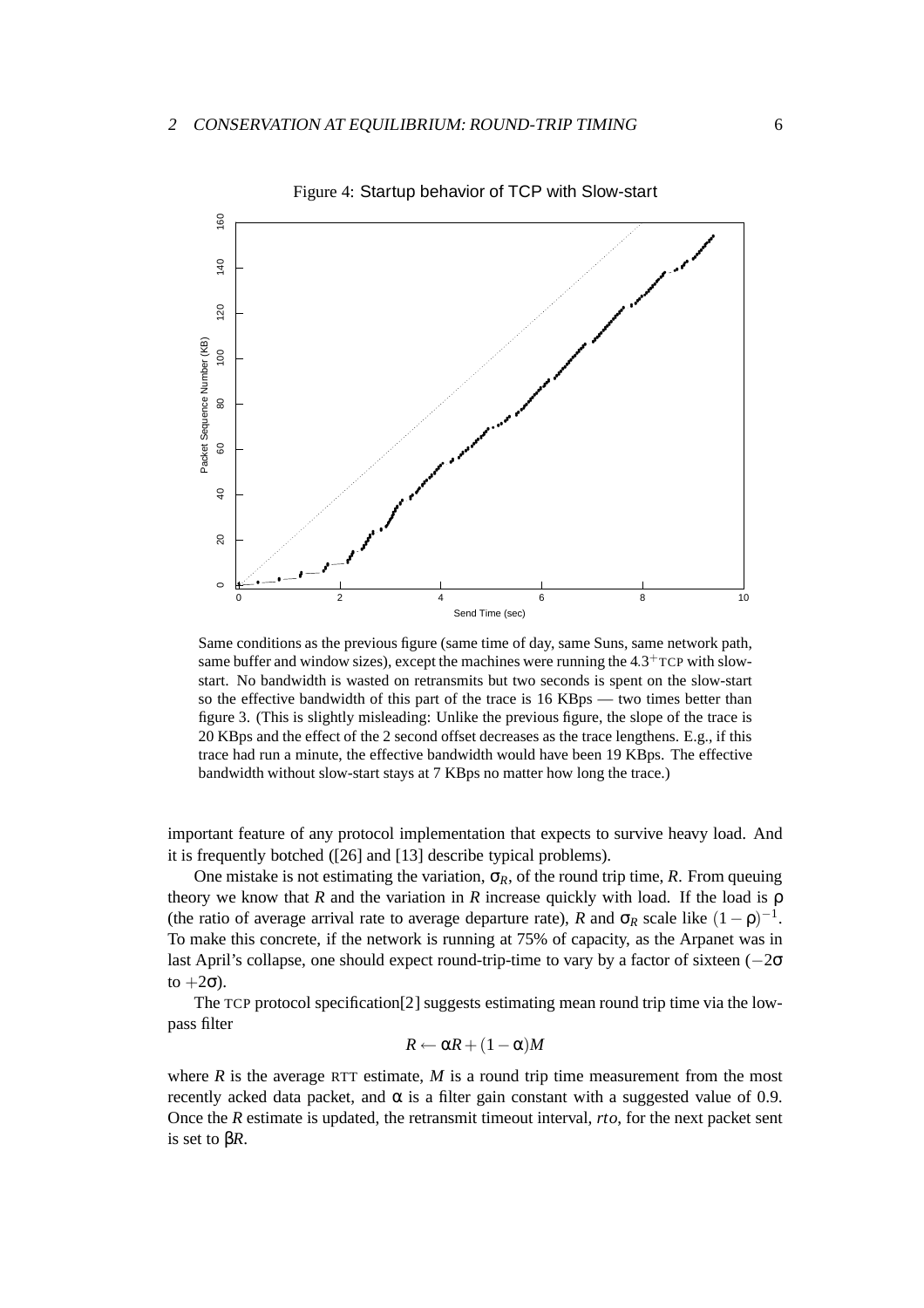Figure 4: Startup behavior of TCP with Slow-start

Same conditions as the previous figure (same time of day, same Suns, same network path, same buffer and window sizes), except the machines were running the $4.3^{+}$TCP with slow-start. No bandwidth is wasted on retransmits but two seconds is spent on the slow-start so the effective bandwidth of this part of the trace is 16 KBps — two times better than figure 3. (This is slightly misleading: Unlike the previous figure, the slope of the trace is 20 KBps and the effect of the 2 second offset decreases as the trace lengthens. E.g., if this trace had run a minute, the effective bandwidth would have been 19 KBps. The effective bandwidth without slow-start stays at 7 KBps no matter how long the trace.)

important feature of any protocol implementation that expects to survive heavy load. And it is frequently botched ([26] and [13] describe typical problems).

One mistake is not estimating the variation, $\sigma_R$, of the round trip time, $R$. From queuing theory we know that $R$ and the variation in $R$ increase quickly with load. If the load is $\rho$ (the ratio of average arrival rate to average departure rate), $R$ and $\sigma_R$ scale like $(1-\rho)^{-1}$. To make this concrete, if the network is running at 75% of capacity, as the Arpanet was in last April's collapse, one should expect round-trip-time to vary by a factor of sixteen ($-2\sigma$ to $+2\sigma$).

The TCP protocol specification[2] suggests estimating mean round trip time via the low-pass filter

$$R \leftarrow \alpha R + (1-\alpha)M$$

where $R$ is the average RTT estimate, $M$ is a round trip time measurement from the most recently acked data packet, and $\alpha$ is a filter gain constant with a suggested value of 0.9. Once the $R$ estimate is updated, the retransmit timeout interval, $rto$, for the next packet sent is set to $\beta R$.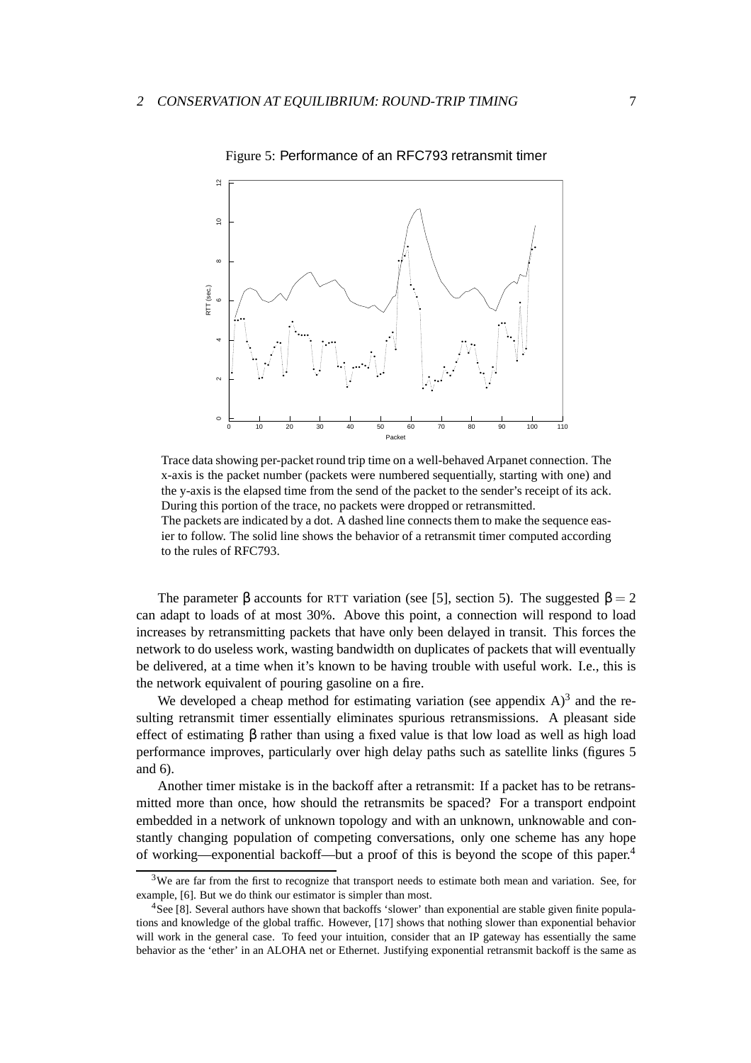Figure 5: Performance of an RFC793 retransmit timer

Trace data showing per-packet round trip time on a well-behaved Arpanet connection. The x-axis is the packet number (packets were numbered sequentially, starting with one) and the y-axis is the elapsed time from the send of the packet to the sender's receipt of its ack. During this portion of the trace, no packets were dropped or retransmitted.
The packets are indicated by a dot. A dashed line connects them to make the sequence easier to follow. The solid line shows the behavior of a retransmit timer computed according to the rules of RFC793.

The parameter $\beta$ accounts for RTT variation (see [5], section 5). The suggested $\beta = 2$ can adapt to loads of at most 30%. Above this point, a connection will respond to load increases by retransmitting packets that have only been delayed in transit. This forces the network to do useless work, wasting bandwidth on duplicates of packets that will eventually be delivered, at a time when it's known to be having trouble with useful work. I.e., this is the network equivalent of pouring gasoline on a fire.

We developed a cheap method for estimating variation (see appendix A)[3] and the resulting retransmit timer essentially eliminates spurious retransmissions. A pleasant side effect of estimating $\beta$ rather than using a fixed value is that low load as well as high load performance improves, particularly over high delay paths such as satellite links (figures 5 and 6).

Another timer mistake is in the backoff after a retransmit: If a packet has to be retransmitted more than once, how should the retransmits be spaced? For a transport endpoint embedded in a network of unknown topology and with an unknown, unknowable and constantly changing population of competing conversations, only one scheme has any hope of working—exponential backoff—but a proof of this is beyond the scope of this paper.[4]

---

[3] We are far from the first to recognize that transport needs to estimate both mean and variation. See, for example, [6]. But we do think our estimator is simpler than most.

[4] See [8]. Several authors have shown that backoffs 'slower' than exponential are stable given finite populations and knowledge of the global traffic. However, [17] shows that nothing slower than exponential behavior will work in the general case. To feed your intuition, consider that an IP gateway has essentially the same behavior as the 'ether' in an ALOHA net or Ethernet. Justifying exponential retransmit backoff is the same as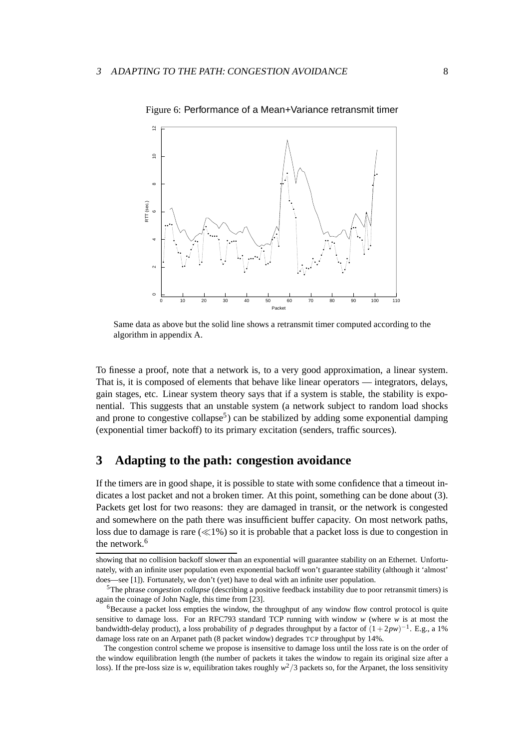Figure 6: Performance of a Mean+Variance retransmit timer

Same data as above but the solid line shows a retransmit timer computed according to the algorithm in appendix A.

To finesse a proof, note that a network is, to a very good approximation, a linear system. That is, it is composed of elements that behave like linear operators — integrators, delays, gain stages, etc. Linear system theory says that if a system is stable, the stability is exponential. This suggests that an unstable system (a network subject to random load shocks and prone to congestive collapse[5]) can be stabilized by adding some exponential damping (exponential timer backoff) to its primary excitation (senders, traffic sources).

# 3 Adapting to the path: congestion avoidance

If the timers are in good shape, it is possible to state with some confidence that a timeout indicates a lost packet and not a broken timer. At this point, something can be done about (3). Packets get lost for two reasons: they are damaged in transit, or the network is congested and somewhere on the path there was insufficient buffer capacity. On most network paths, loss due to damage is rare ($\ll$1%) so it is probable that a packet loss is due to congestion in the network.[6]

---

showing that no collision backoff slower than an exponential will guarantee stability on an Ethernet. Unfortunately, with an infinite user population even exponential backoff won't guarantee stability (although it 'almost' does—see [1]). Fortunately, we don't (yet) have to deal with an infinite user population.

[5] The phrase *congestion collapse* (describing a positive feedback instability due to poor retransmit timers) is again the coinage of John Nagle, this time from [23].

[6] Because a packet loss empties the window, the throughput of any window flow control protocol is quite sensitive to damage loss. For an RFC793 standard TCP running with window $w$ (where $w$ is at most the bandwidth-delay product), a loss probability of $p$ degrades throughput by a factor of $(1+2pw)^{-1}$. E.g., a 1% damage loss rate on an Arpanet path (8 packet window) degrades TCP throughput by 14%.

The congestion control scheme we propose is insensitive to damage loss until the loss rate is on the order of the window equilibration length (the number of packets it takes the window to regain its original size after a loss). If the pre-loss size is $w$, equilibration takes roughly $w^2/3$ packets so, for the Arpanet, the loss sensitivity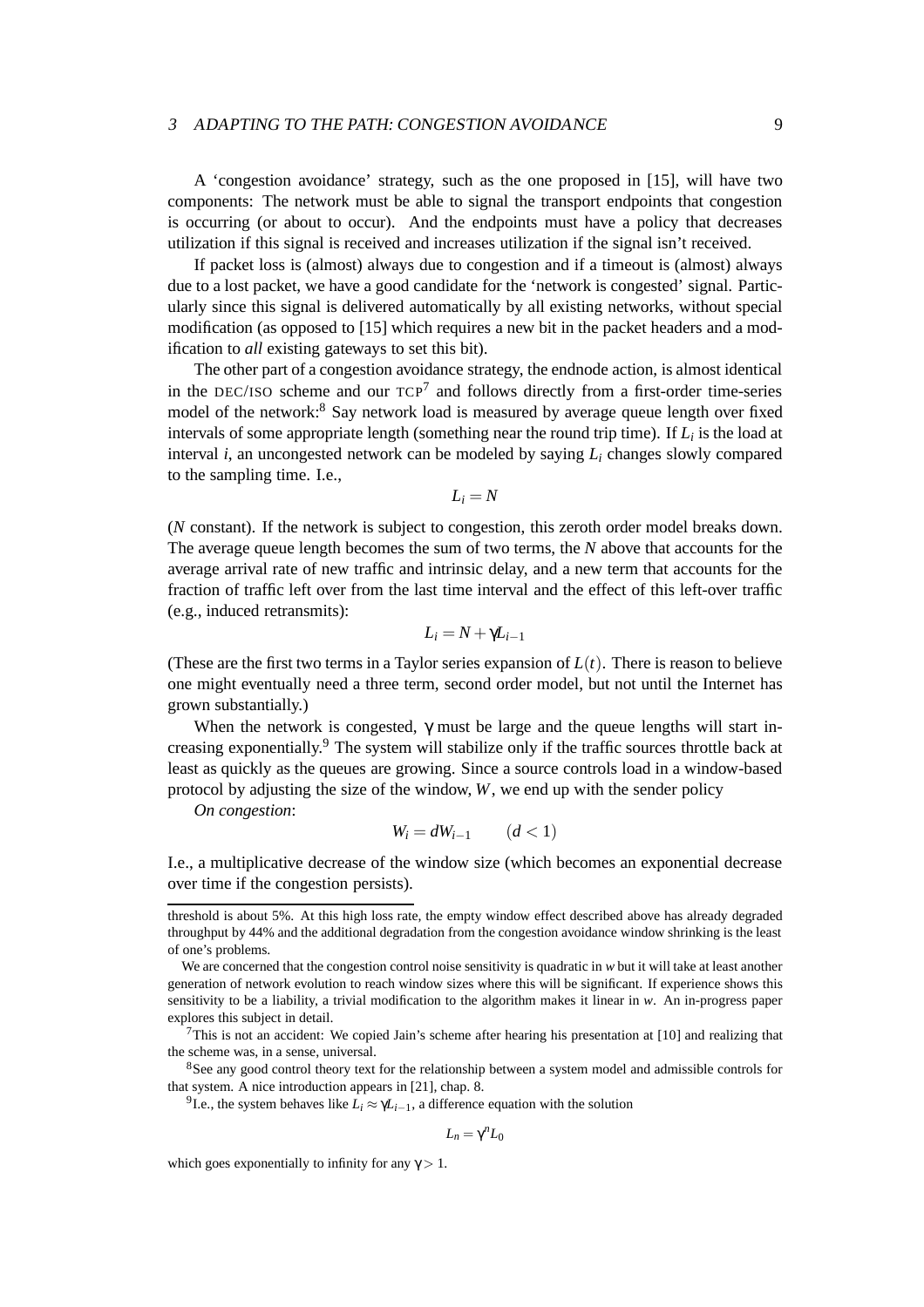A 'congestion avoidance' strategy, such as the one proposed in [15], will have two components: The network must be able to signal the transport endpoints that congestion is occurring (or about to occur). And the endpoints must have a policy that decreases utilization if this signal is received and increases utilization if the signal isn't received.

If packet loss is (almost) always due to congestion and if a timeout is (almost) always due to a lost packet, we have a good candidate for the 'network is congested' signal. Particularly since this signal is delivered automatically by all existing networks, without special modification (as opposed to [15] which requires a new bit in the packet headers and a modification to *all* existing gateways to set this bit).

The other part of a congestion avoidance strategy, the endnode action, is almost identical in the DEC/ISO scheme and our TCP[7] and follows directly from a first-order time-series model of the network:[8] Say network load is measured by average queue length over fixed intervals of some appropriate length (something near the round trip time). If $L_i$ is the load at interval $i$, an uncongested network can be modeled by saying $L_i$ changes slowly compared to the sampling time. I.e.,

$$L_i = N$$

($N$ constant). If the network is subject to congestion, this zeroth order model breaks down. The average queue length becomes the sum of two terms, the $N$ above that accounts for the average arrival rate of new traffic and intrinsic delay, and a new term that accounts for the fraction of traffic left over from the last time interval and the effect of this left-over traffic (e.g., induced retransmits):

$$L_i = N + \gamma L_{i-1}$$

(These are the first two terms in a Taylor series expansion of $L(t)$. There is reason to believe one might eventually need a three term, second order model, but not until the Internet has grown substantially.)

When the network is congested, $\gamma$ must be large and the queue lengths will start increasing exponentially.[9] The system will stabilize only if the traffic sources throttle back at least as quickly as the queues are growing. Since a source controls load in a window-based protocol by adjusting the size of the window, $W$, we end up with the sender policy

*On congestion*:

$$W_i = dW_{i-1} \qquad (d < 1)$$

I.e., a multiplicative decrease of the window size (which becomes an exponential decrease over time if the congestion persists).

---

threshold is about 5%. At this high loss rate, the empty window effect described above has already degraded throughput by 44% and the additional degradation from the congestion avoidance window shrinking is the least of one's problems.

We are concerned that the congestion control noise sensitivity is quadratic in $w$ but it will take at least another generation of network evolution to reach window sizes where this will be significant. If experience shows this sensitivity to be a liability, a trivial modification to the algorithm makes it linear in $w$. An in-progress paper explores this subject in detail.

[7] This is not an accident: We copied Jain's scheme after hearing his presentation at [10] and realizing that the scheme was, in a sense, universal.

[8] See any good control theory text for the relationship between a system model and admissible controls for that system. A nice introduction appears in [21], chap. 8.

[9] I.e., the system behaves like $L_i \approx \gamma L_{i-1}$, a difference equation with the solution

$$L_n = \gamma^n L_0$$

which goes exponentially to infinity for any $\gamma > 1$.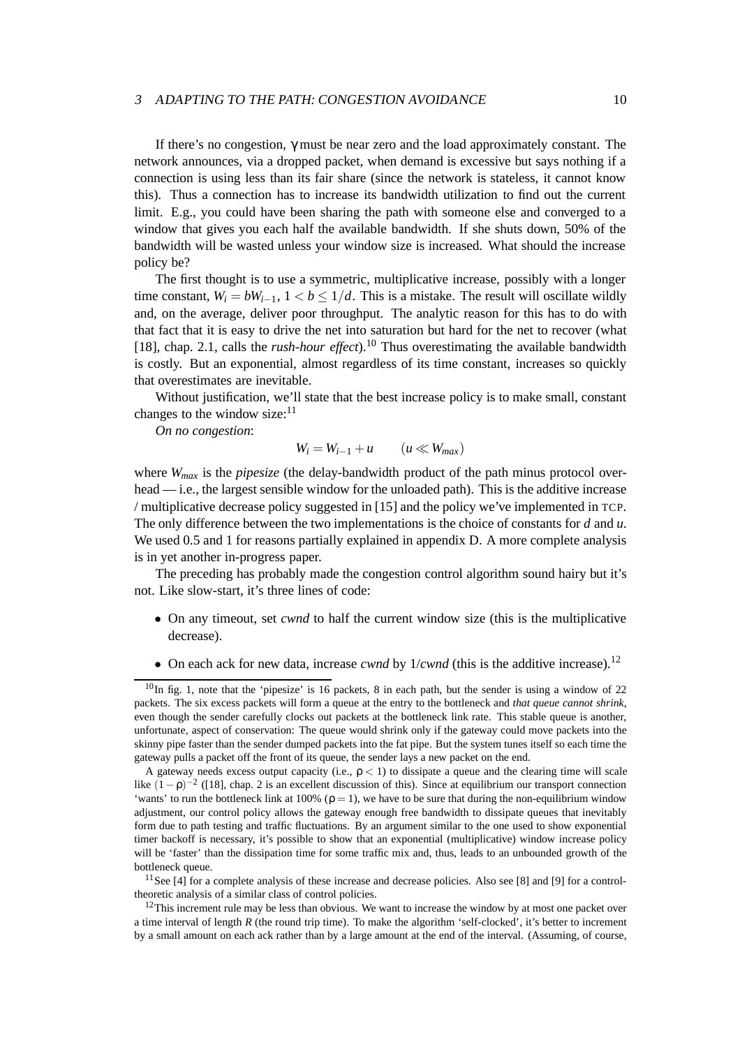If there's no congestion, $\gamma$ must be near zero and the load approximately constant. The network announces, via a dropped packet, when demand is excessive but says nothing if a connection is using less than its fair share (since the network is stateless, it cannot know this). Thus a connection has to increase its bandwidth utilization to find out the current limit. E.g., you could have been sharing the path with someone else and converged to a window that gives you each half the available bandwidth. If she shuts down, 50% of the bandwidth will be wasted unless your window size is increased. What should the increase policy be?

The first thought is to use a symmetric, multiplicative increase, possibly with a longer time constant, $W_i = bW_{i-1}$, $1 < b \leq 1/d$. This is a mistake. The result will oscillate wildly and, on the average, deliver poor throughput. The analytic reason for this has to do with that fact that it is easy to drive the net into saturation but hard for the net to recover (what [18], chap. 2.1, calls the *rush-hour effect*).[10] Thus overestimating the available bandwidth is costly. But an exponential, almost regardless of its time constant, increases so quickly that overestimates are inevitable.

Without justification, we'll state that the best increase policy is to make small, constant changes to the window size:[11]

*On no congestion*:

$$W_i = W_{i-1} + u \qquad (u \ll W_{max})$$

where $W_{max}$ is the *pipesize* (the delay-bandwidth product of the path minus protocol overhead — i.e., the largest sensible window for the unloaded path). This is the additive increase / multiplicative decrease policy suggested in [15] and the policy we've implemented in TCP. The only difference between the two implementations is the choice of constants for $d$ and $u$. We used 0.5 and 1 for reasons partially explained in appendix D. A more complete analysis is in yet another in-progress paper.

The preceding has probably made the congestion control algorithm sound hairy but it's not. Like slow-start, it's three lines of code:

- On any timeout, set *cwnd* to half the current window size (this is the multiplicative decrease).
- On each ack for new data, increase *cwnd* by 1/*cwnd* (this is the additive increase).[12]

---

[10] In fig. 1, note that the 'pipesize' is 16 packets, 8 in each path, but the sender is using a window of 22 packets. The six excess packets will form a queue at the entry to the bottleneck and *that queue cannot shrink*, even though the sender carefully clocks out packets at the bottleneck link rate. This stable queue is another, unfortunate, aspect of conservation: The queue would shrink only if the gateway could move packets into the skinny pipe faster than the sender dumped packets into the fat pipe. But the system tunes itself so each time the gateway pulls a packet off the front of its queue, the sender lays a new packet on the end.

A gateway needs excess output capacity (i.e., $\rho < 1$) to dissipate a queue and the clearing time will scale like $(1-\rho)^{-2}$ ([18], chap. 2 is an excellent discussion of this). Since at equilibrium our transport connection 'wants' to run the bottleneck link at 100% ($\rho = 1$), we have to be sure that during the non-equilibrium window adjustment, our control policy allows the gateway enough free bandwidth to dissipate queues that inevitably form due to path testing and traffic fluctuations. By an argument similar to the one used to show exponential timer backoff is necessary, it's possible to show that an exponential (multiplicative) window increase policy will be 'faster' than the dissipation time for some traffic mix and, thus, leads to an unbounded growth of the bottleneck queue.

[11] See [4] for a complete analysis of these increase and decrease policies. Also see [8] and [9] for a control-theoretic analysis of a similar class of control policies.

[12] This increment rule may be less than obvious. We want to increase the window by at most one packet over a time interval of length $R$ (the round trip time). To make the algorithm 'self-clocked', it's better to increment by a small amount on each ack rather than by a large amount at the end of the interval. (Assuming, of course,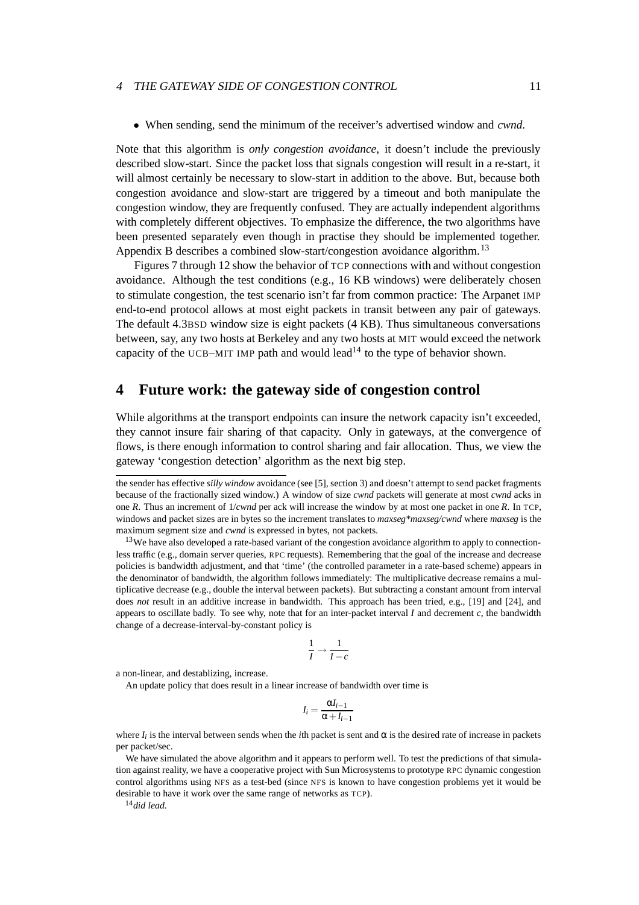- When sending, send the minimum of the receiver's advertised window and *cwnd*.

Note that this algorithm is *only congestion avoidance*, it doesn't include the previously described slow-start. Since the packet loss that signals congestion will result in a re-start, it will almost certainly be necessary to slow-start in addition to the above. But, because both congestion avoidance and slow-start are triggered by a timeout and both manipulate the congestion window, they are frequently confused. They are actually independent algorithms with completely different objectives. To emphasize the difference, the two algorithms have been presented separately even though in practise they should be implemented together. Appendix B describes a combined slow-start/congestion avoidance algorithm.[13]

Figures 7 through 12 show the behavior of TCP connections with and without congestion avoidance. Although the test conditions (e.g., 16 KB windows) were deliberately chosen to stimulate congestion, the test scenario isn't far from common practice: The Arpanet IMP end-to-end protocol allows at most eight packets in transit between any pair of gateways. The default 4.3BSD window size is eight packets (4 KB). Thus simultaneous conversations between, say, any two hosts at Berkeley and any two hosts at MIT would exceed the network capacity of the UCB–MIT IMP path and would lead[14] to the type of behavior shown.

## 4 Future work: the gateway side of congestion control

While algorithms at the transport endpoints can insure the network capacity isn't exceeded, they cannot insure fair sharing of that capacity. Only in gateways, at the convergence of flows, is there enough information to control sharing and fair allocation. Thus, we view the gateway 'congestion detection' algorithm as the next big step.

---

the sender has effective *silly window* avoidance (see [5], section 3) and doesn't attempt to send packet fragments because of the fractionally sized window.) A window of size *cwnd* packets will generate at most *cwnd* acks in one $R$. Thus an increment of 1/*cwnd* per ack will increase the window by at most one packet in one $R$. In TCP, windows and packet sizes are in bytes so the increment translates to *maxseg\*maxseg/cwnd* where *maxseg* is the maximum segment size and *cwnd* is expressed in bytes, not packets.

[13] We have also developed a rate-based variant of the congestion avoidance algorithm to apply to connectionless traffic (e.g., domain server queries, RPC requests). Remembering that the goal of the increase and decrease policies is bandwidth adjustment, and that 'time' (the controlled parameter in a rate-based scheme) appears in the denominator of bandwidth, the algorithm follows immediately: The multiplicative decrease remains a multiplicative decrease (e.g., double the interval between packets). But subtracting a constant amount from interval does *not* result in an additive increase in bandwidth. This approach has been tried, e.g., [19] and [24], and appears to oscillate badly. To see why, note that for an inter-packet interval $I$ and decrement $c$, the bandwidth change of a decrease-interval-by-constant policy is

$$\frac{1}{I} \rightarrow \frac{1}{I-c}$$

a non-linear, and destablizing, increase.

An update policy that does result in a linear increase of bandwidth over time is

$$I_i = \frac{\alpha I_{i-1}}{\alpha + I_{i-1}}$$

where $I_i$ is the interval between sends when the $i$th packet is sent and $\alpha$ is the desired rate of increase in packets per packet/sec.

We have simulated the above algorithm and it appears to perform well. To test the predictions of that simulation against reality, we have a cooperative project with Sun Microsystems to prototype RPC dynamic congestion control algorithms using NFS as a test-bed (since NFS is known to have congestion problems yet it would be desirable to have it work over the same range of networks as TCP).

[14] *did lead.*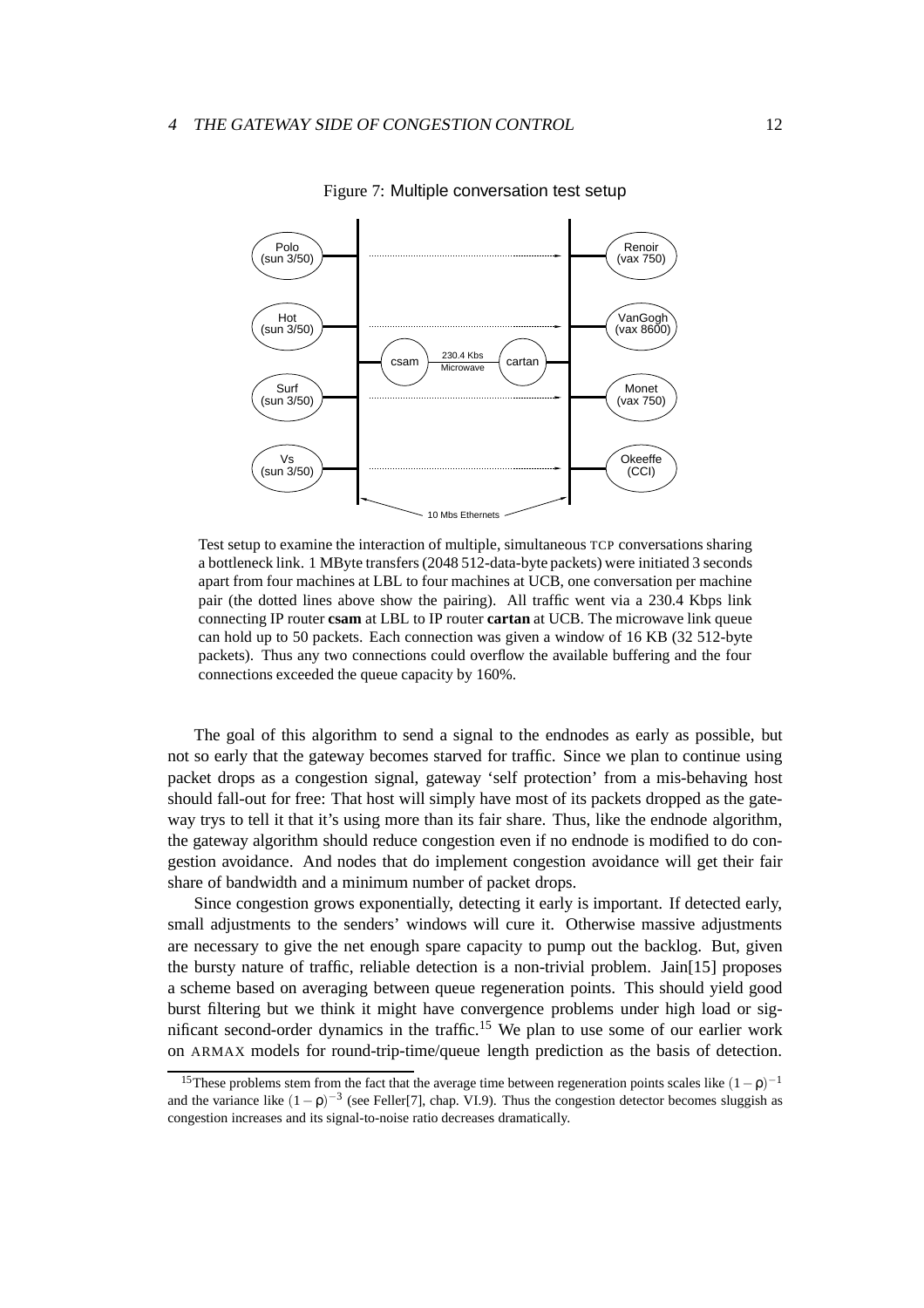Figure 7: Multiple conversation test setup

Test setup to examine the interaction of multiple, simultaneous TCP conversations sharing a bottleneck link. 1 MByte transfers (2048 512-data-byte packets) were initiated 3 seconds apart from four machines at LBL to four machines at UCB, one conversation per machine pair (the dotted lines above show the pairing). All traffic went via a 230.4 Kbps link connecting IP router **csam** at LBL to IP router **cartan** at UCB. The microwave link queue can hold up to 50 packets. Each connection was given a window of 16 KB (32 512-byte packets). Thus any two connections could overflow the available buffering and the four connections exceeded the queue capacity by 160%.

The goal of this algorithm to send a signal to the endnodes as early as possible, but not so early that the gateway becomes starved for traffic. Since we plan to continue using packet drops as a congestion signal, gateway 'self protection' from a mis-behaving host should fall-out for free: That host will simply have most of its packets dropped as the gateway trys to tell it that it's using more than its fair share. Thus, like the endnode algorithm, the gateway algorithm should reduce congestion even if no endnode is modified to do congestion avoidance. And nodes that do implement congestion avoidance will get their fair share of bandwidth and a minimum number of packet drops.

Since congestion grows exponentially, detecting it early is important. If detected early, small adjustments to the senders' windows will cure it. Otherwise massive adjustments are necessary to give the net enough spare capacity to pump out the backlog. But, given the bursty nature of traffic, reliable detection is a non-trivial problem. Jain[15] proposes a scheme based on averaging between queue regeneration points. This should yield good burst filtering but we think it might have convergence problems under high load or significant second-order dynamics in the traffic.[15] We plan to use some of our earlier work on ARMAX models for round-trip-time/queue length prediction as the basis of detection.

[15] These problems stem from the fact that the average time between regeneration points scales like $(1-\rho)^{-1}$ and the variance like $(1-\rho)^{-3}$ (see Feller[7], chap. VI.9). Thus the congestion detector becomes sluggish as congestion increases and its signal-to-noise ratio decreases dramatically.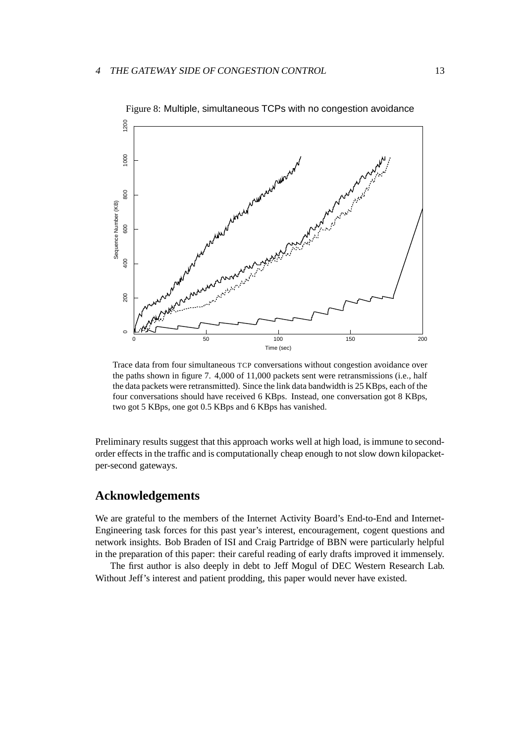Figure 8: Multiple, simultaneous TCPs with no congestion avoidance

Trace data from four simultaneous TCP conversations without congestion avoidance over the paths shown in figure 7. 4,000 of 11,000 packets sent were retransmissions (i.e., half the data packets were retransmitted). Since the link data bandwidth is 25 KBps, each of the four conversations should have received 6 KBps. Instead, one conversation got 8 KBps, two got 5 KBps, one got 0.5 KBps and 6 KBps has vanished.

Preliminary results suggest that this approach works well at high load, is immune to second-order effects in the traffic and is computationally cheap enough to not slow down kilopacket-per-second gateways.

## Acknowledgements

We are grateful to the members of the Internet Activity Board's End-to-End and Internet-Engineering task forces for this past year's interest, encouragement, cogent questions and network insights. Bob Braden of ISI and Craig Partridge of BBN were particularly helpful in the preparation of this paper: their careful reading of early drafts improved it immensely.

The first author is also deeply in debt to Jeff Mogul of DEC Western Research Lab. Without Jeff's interest and patient prodding, this paper would never have existed.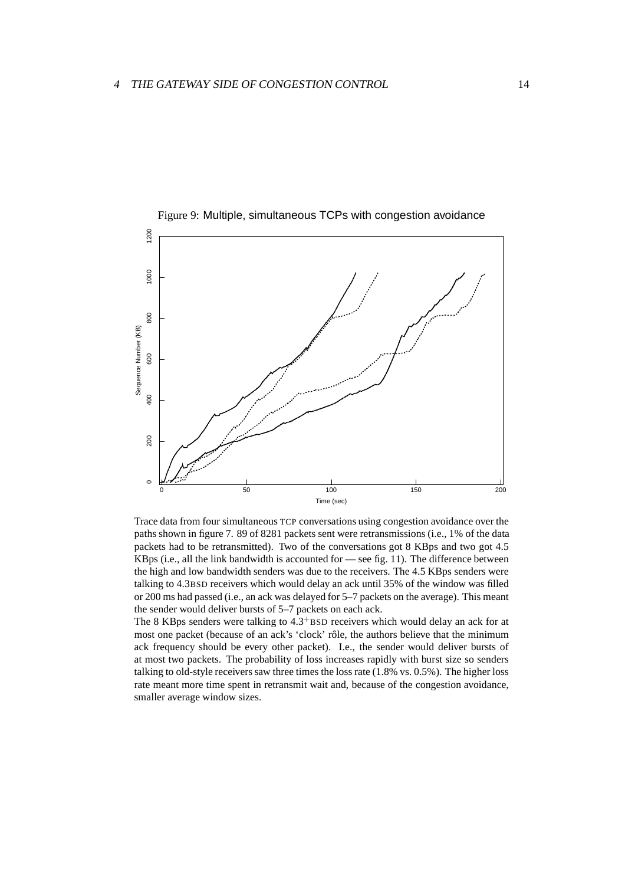Figure 9: Multiple, simultaneous TCPs with congestion avoidance

Trace data from four simultaneous TCP conversations using congestion avoidance over the paths shown in figure 7. 89 of 8281 packets sent were retransmissions (i.e., 1% of the data packets had to be retransmitted). Two of the conversations got 8 KBps and two got 4.5 KBps (i.e., all the link bandwidth is accounted for — see fig. 11). The difference between the high and low bandwidth senders was due to the receivers. The 4.5 KBps senders were talking to 4.3BSD receivers which would delay an ack until 35% of the window was filled or 200 ms had passed (i.e., an ack was delayed for 5–7 packets on the average). This meant the sender would deliver bursts of 5–7 packets on each ack.

The 8 KBps senders were talking to $4.3^{+}$BSD receivers which would delay an ack for at most one packet (because of an ack's 'clock' rôle, the authors believe that the minimum ack frequency should be every other packet). I.e., the sender would deliver bursts of at most two packets. The probability of loss increases rapidly with burst size so senders talking to old-style receivers saw three times the loss rate (1.8% vs. 0.5%). The higher loss rate meant more time spent in retransmit wait and, because of the congestion avoidance, smaller average window sizes.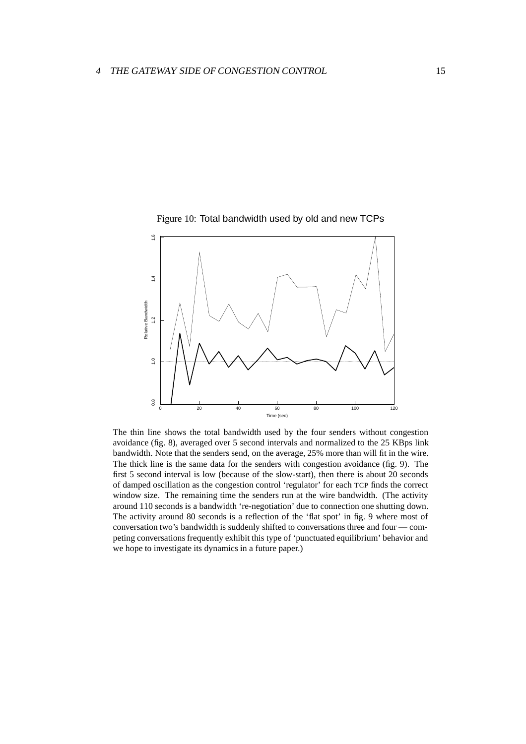Figure 10: Total bandwidth used by old and new TCPs

The thin line shows the total bandwidth used by the four senders without congestion avoidance (fig. 8), averaged over 5 second intervals and normalized to the 25 KBps link bandwidth. Note that the senders send, on the average, 25% more than will fit in the wire. The thick line is the same data for the senders with congestion avoidance (fig. 9). The first 5 second interval is low (because of the slow-start), then there is about 20 seconds of damped oscillation as the congestion control 'regulator' for each TCP finds the correct window size. The remaining time the senders run at the wire bandwidth. (The activity around 110 seconds is a bandwidth 're-negotiation' due to connection one shutting down. The activity around 80 seconds is a reflection of the 'flat spot' in fig. 9 where most of conversation two's bandwidth is suddenly shifted to conversations three and four — competing conversations frequently exhibit this type of 'punctuated equilibrium' behavior and we hope to investigate its dynamics in a future paper.)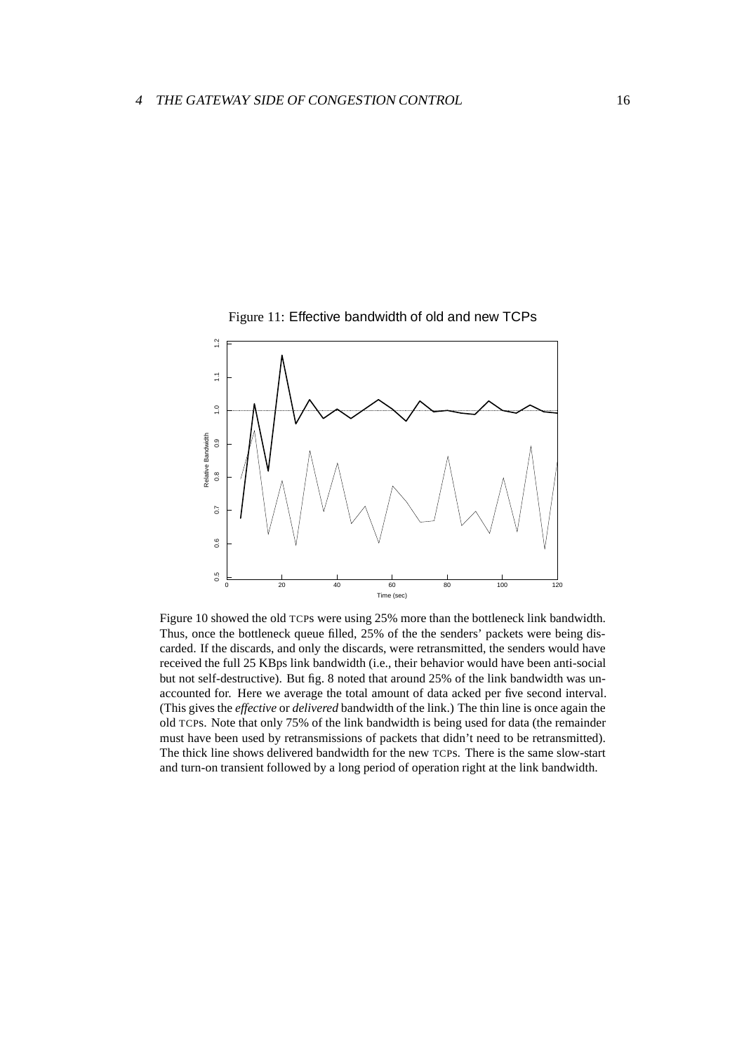Figure 11: Effective bandwidth of old and new TCPs

Figure 10 showed the old TCPs were using 25% more than the bottleneck link bandwidth. Thus, once the bottleneck queue filled, 25% of the the senders' packets were being discarded. If the discards, and only the discards, were retransmitted, the senders would have received the full 25 KBps link bandwidth (i.e., their behavior would have been anti-social but not self-destructive). But fig. 8 noted that around 25% of the link bandwidth was unaccounted for. Here we average the total amount of data acked per five second interval. (This gives the *effective* or *delivered* bandwidth of the link.) The thin line is once again the old TCPs. Note that only 75% of the link bandwidth is being used for data (the remainder must have been used by retransmissions of packets that didn't need to be retransmitted). The thick line shows delivered bandwidth for the new TCPs. There is the same slow-start and turn-on transient followed by a long period of operation right at the link bandwidth.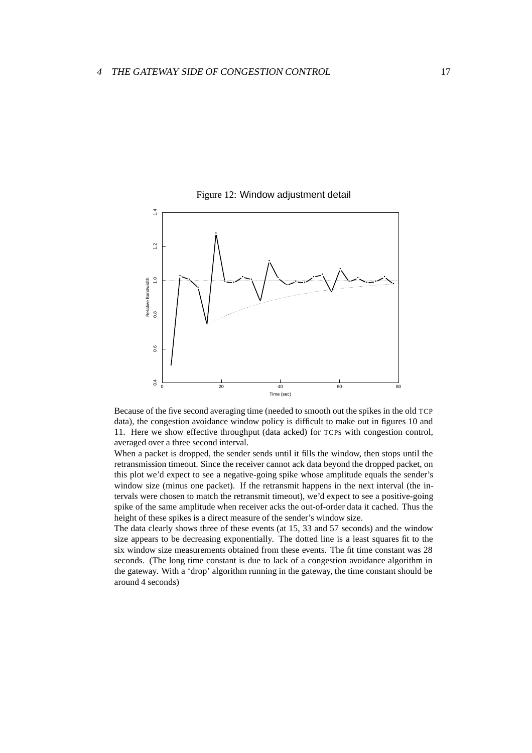Figure 12: Window adjustment detail

Because of the five second averaging time (needed to smooth out the spikes in the old TCP data), the congestion avoidance window policy is difficult to make out in figures 10 and 11. Here we show effective throughput (data acked) for TCPs with congestion control, averaged over a three second interval.

When a packet is dropped, the sender sends until it fills the window, then stops until the retransmission timeout. Since the receiver cannot ack data beyond the dropped packet, on this plot we'd expect to see a negative-going spike whose amplitude equals the sender's window size (minus one packet). If the retransmit happens in the next interval (the intervals were chosen to match the retransmit timeout), we'd expect to see a positive-going spike of the same amplitude when receiver acks the out-of-order data it cached. Thus the height of these spikes is a direct measure of the sender's window size.

The data clearly shows three of these events (at 15, 33 and 57 seconds) and the window size appears to be decreasing exponentially. The dotted line is a least squares fit to the six window size measurements obtained from these events. The fit time constant was 28 seconds. (The long time constant is due to lack of a congestion avoidance algorithm in the gateway. With a 'drop' algorithm running in the gateway, the time constant should be around 4 seconds)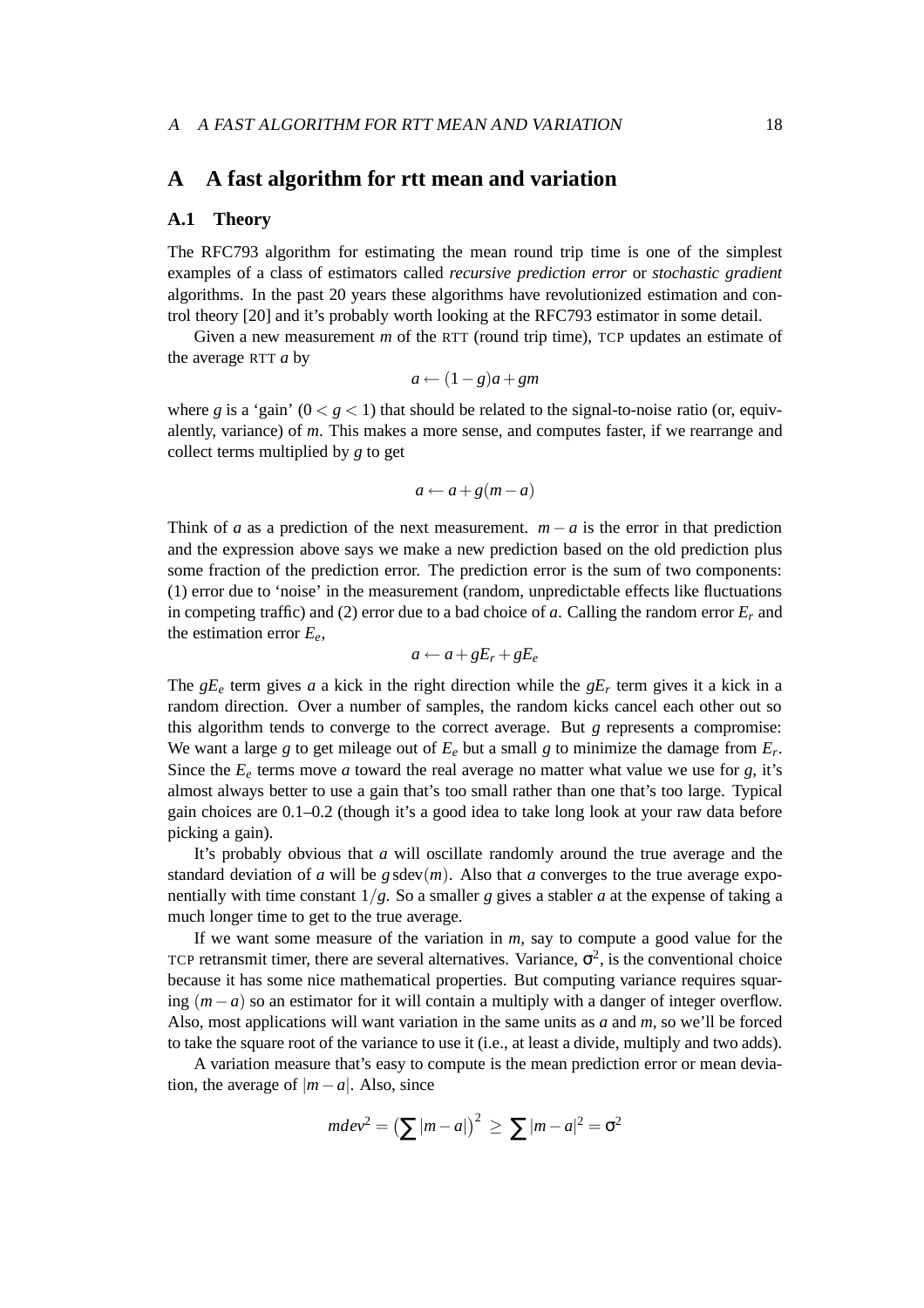# A A fast algorithm for rtt mean and variation

## A.1 Theory

The RFC793 algorithm for estimating the mean round trip time is one of the simplest examples of a class of estimators called *recursive prediction error* or *stochastic gradient* algorithms. In the past 20 years these algorithms have revolutionized estimation and control theory [20] and it's probably worth looking at the RFC793 estimator in some detail.

Given a new measurement $m$ of the RTT (round trip time), TCP updates an estimate of the average RTT $a$ by

$$a \leftarrow (1-g)a + gm$$

where $g$ is a 'gain' ($0 < g < 1$) that should be related to the signal-to-noise ratio (or, equivalently, variance) of $m$. This makes a more sense, and computes faster, if we rearrange and collect terms multiplied by $g$ to get

$$a \leftarrow a + g(m-a)$$

Think of $a$ as a prediction of the next measurement. $m - a$ is the error in that prediction and the expression above says we make a new prediction based on the old prediction plus some fraction of the prediction error. The prediction error is the sum of two components: (1) error due to 'noise' in the measurement (random, unpredictable effects like fluctuations in competing traffic) and (2) error due to a bad choice of $a$. Calling the random error $E_r$ and the estimation error $E_e$,

$$a \leftarrow a + gE_r + gE_e$$

The $gE_e$ term gives $a$ a kick in the right direction while the $gE_r$ term gives it a kick in a random direction. Over a number of samples, the random kicks cancel each other out so this algorithm tends to converge to the correct average. But $g$ represents a compromise: We want a large $g$ to get mileage out of $E_e$ but a small $g$ to minimize the damage from $E_r$. Since the $E_e$ terms move $a$ toward the real average no matter what value we use for $g$, it's almost always better to use a gain that's too small rather than one that's too large. Typical gain choices are 0.1–0.2 (though it's a good idea to take long look at your raw data before picking a gain).

It's probably obvious that $a$ will oscillate randomly around the true average and the standard deviation of $a$ will be $g\,\mathrm{sdev}(m)$. Also that $a$ converges to the true average exponentially with time constant $1/g$. So a smaller $g$ gives a stabler $a$ at the expense of taking a much longer time to get to the true average.

If we want some measure of the variation in $m$, say to compute a good value for the TCP retransmit timer, there are several alternatives. Variance, $\sigma^2$, is the conventional choice because it has some nice mathematical properties. But computing variance requires squaring $(m-a)$ so an estimator for it will contain a multiply with a danger of integer overflow. Also, most applications will want variation in the same units as $a$ and $m$, so we'll be forced to take the square root of the variance to use it (i.e., at least a divide, multiply and two adds).

A variation measure that's easy to compute is the mean prediction error or mean deviation, the average of $|m-a|$. Also, since

$$mdev^2 = \left(\sum |m-a|\right)^2 \geq \sum |m-a|^2 = \sigma^2$$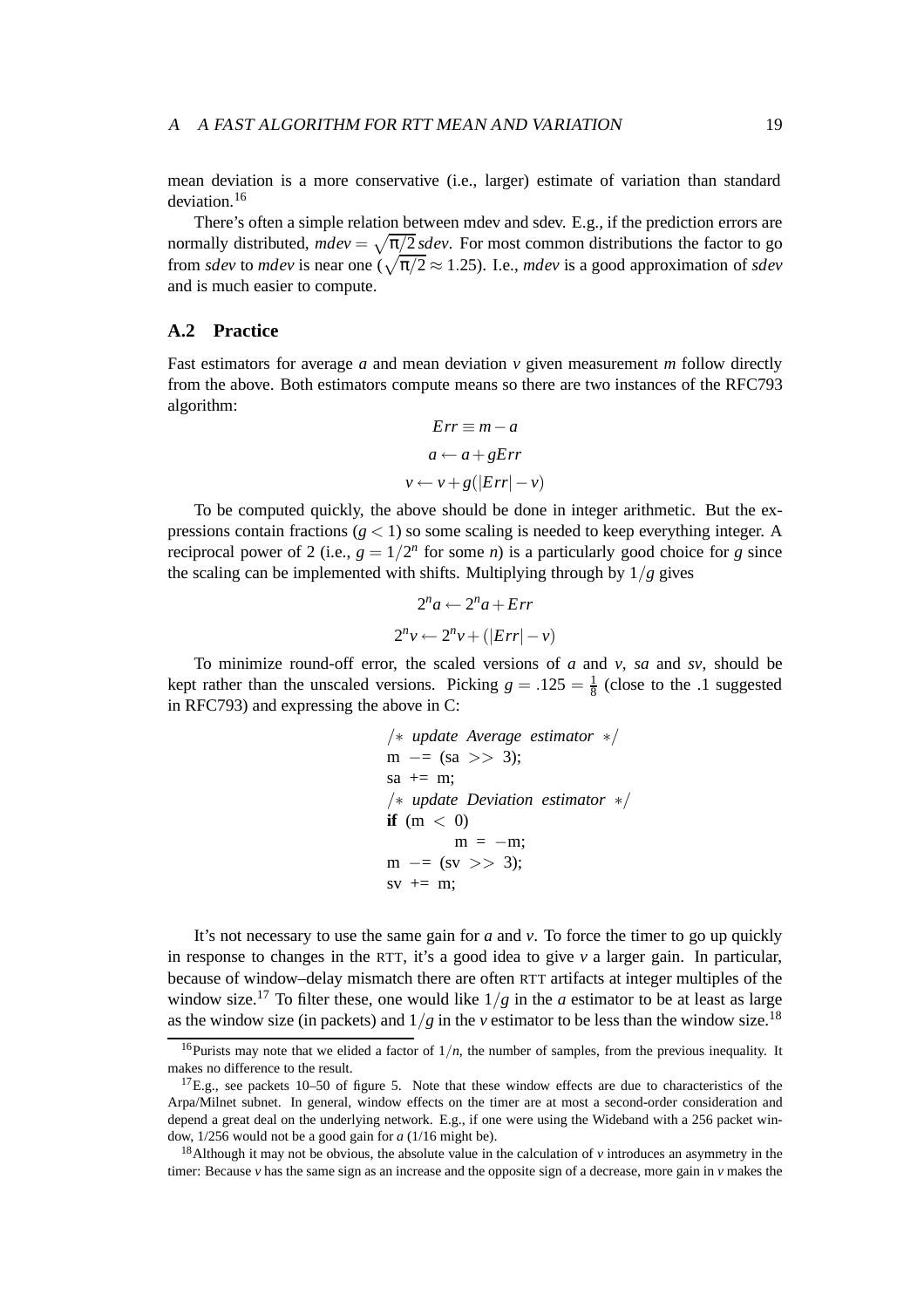mean deviation is a more conservative (i.e., larger) estimate of variation than standard deviation.[16]

There's often a simple relation between mdev and sdev. E.g., if the prediction errors are normally distributed, $mdev = \sqrt{\pi/2}\, sdev$. For most common distributions the factor to go from *sdev* to *mdev* is near one ($\sqrt{\pi/2} \approx 1.25$). I.e., *mdev* is a good approximation of *sdev* and is much easier to compute.

## A.2 Practice

Fast estimators for average $a$ and mean deviation $v$ given measurement $m$ follow directly from the above. Both estimators compute means so there are two instances of the RFC793 algorithm:

$$Err \equiv m - a$$

$$a \leftarrow a + gErr$$

$$v \leftarrow v + g(|Err| - v)$$

To be computed quickly, the above should be done in integer arithmetic. But the expressions contain fractions ($g < 1$) so some scaling is needed to keep everything integer. A reciprocal power of 2 (i.e., $g = 1/2^n$ for some $n$) is a particularly good choice for $g$ since the scaling can be implemented with shifts. Multiplying through by $1/g$ gives

$$2^n a \leftarrow 2^n a + Err$$

$$2^n v \leftarrow 2^n v + (|Err| - v)$$

To minimize round-off error, the scaled versions of $a$ and $v$, *sa* and *sv*, should be kept rather than the unscaled versions. Picking $g = .125 = \frac{1}{8}$ (close to the .1 suggested in RFC793) and expressing the above in C:

```
/* update Average estimator */
m -= (sa >> 3);
sa += m;
/* update Deviation estimator */
if (m < 0)
        m = -m;
m -= (sv >> 3);
sv += m;
```

It's not necessary to use the same gain for $a$ and $v$. To force the timer to go up quickly in response to changes in the RTT, it's a good idea to give $v$ a larger gain. In particular, because of window–delay mismatch there are often RTT artifacts at integer multiples of the window size.[17] To filter these, one would like $1/g$ in the $a$ estimator to be at least as large as the window size (in packets) and $1/g$ in the $v$ estimator to be less than the window size.[18]

---

[16] Purists may note that we elided a factor of $1/n$, the number of samples, from the previous inequality. It makes no difference to the result.

[17] E.g., see packets 10–50 of figure 5. Note that these window effects are due to characteristics of the Arpa/Milnet subnet. In general, window effects on the timer are at most a second-order consideration and depend a great deal on the underlying network. E.g., if one were using the Wideband with a 256 packet window, 1/256 would not be a good gain for $a$ (1/16 might be).

[18] Although it may not be obvious, the absolute value in the calculation of $v$ introduces an asymmetry in the timer: Because $v$ has the same sign as an increase and the opposite sign of a decrease, more gain in $v$ makes the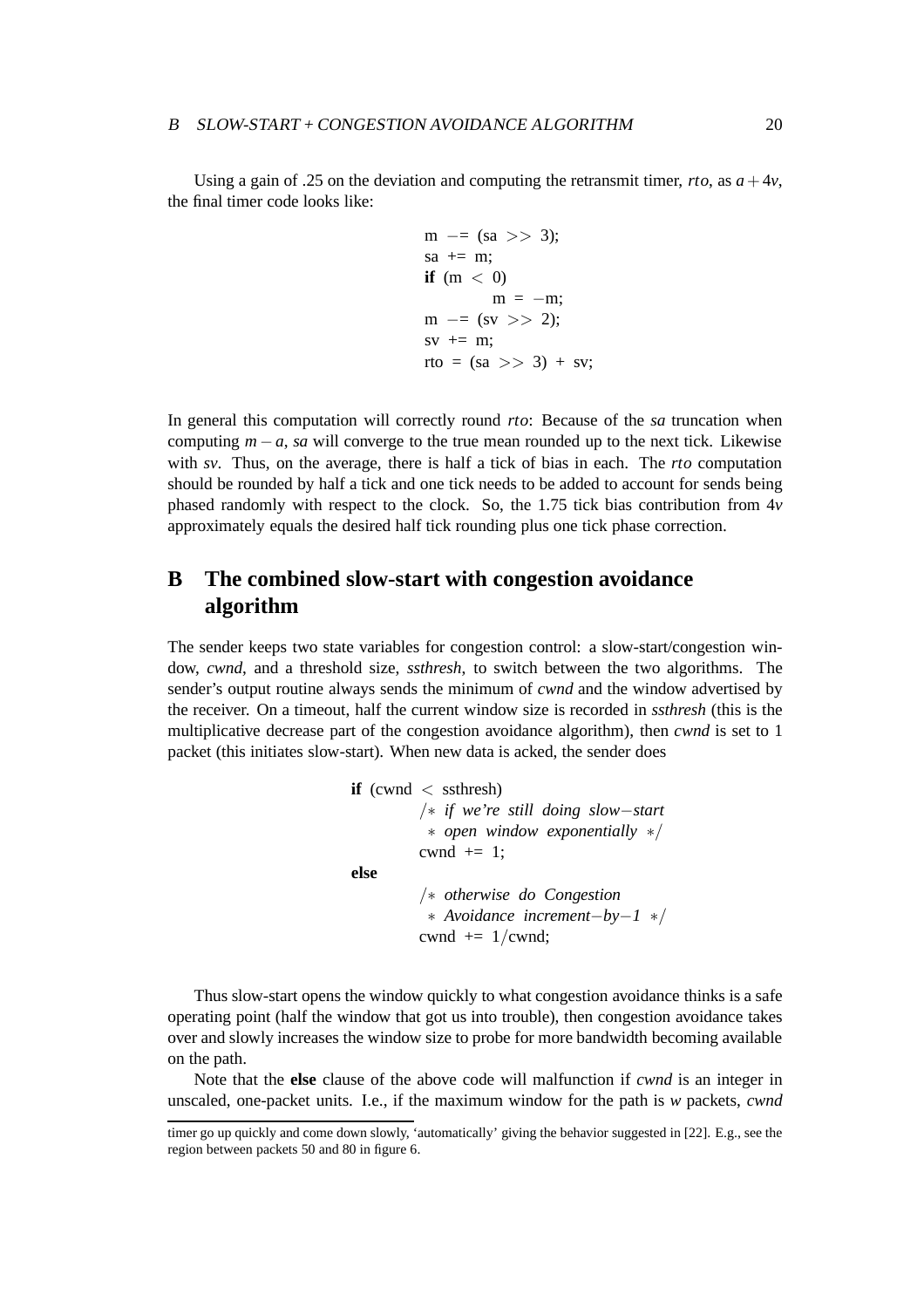Using a gain of .25 on the deviation and computing the retransmit timer, *rto*, as $a + 4v$, the final timer code looks like:

```
m -= (sa >> 3);
sa += m;
if (m < 0)
        m = -m;
m -= (sv >> 2);
sv += m;
rto = (sa >> 3) + sv;
```

In general this computation will correctly round *rto*: Because of the *sa* truncation when computing $m - a$, *sa* will converge to the true mean rounded up to the next tick. Likewise with *sv*. Thus, on the average, there is half a tick of bias in each. The *rto* computation should be rounded by half a tick and one tick needs to be added to account for sends being phased randomly with respect to the clock. So, the 1.75 tick bias contribution from $4v$ approximately equals the desired half tick rounding plus one tick phase correction.

## B The combined slow-start with congestion avoidance algorithm

The sender keeps two state variables for congestion control: a slow-start/congestion window, *cwnd*, and a threshold size, *ssthresh*, to switch between the two algorithms. The sender's output routine always sends the minimum of *cwnd* and the window advertised by the receiver. On a timeout, half the current window size is recorded in *ssthresh* (this is the multiplicative decrease part of the congestion avoidance algorithm), then *cwnd* is set to 1 packet (this initiates slow-start). When new data is acked, the sender does

```
if (cwnd < ssthresh)
        /* if we're still doing slow-start
         * open window exponentially */
        cwnd += 1;
else
        /* otherwise do Congestion
         * Avoidance increment-by-1 */
        cwnd += 1/cwnd;
```

Thus slow-start opens the window quickly to what congestion avoidance thinks is a safe operating point (half the window that got us into trouble), then congestion avoidance takes over and slowly increases the window size to probe for more bandwidth becoming available on the path.

Note that the **else** clause of the above code will malfunction if *cwnd* is an integer in unscaled, one-packet units. I.e., if the maximum window for the path is *w* packets, *cwnd*

---

timer go up quickly and come down slowly, 'automatically' giving the behavior suggested in [22]. E.g., see the region between packets 50 and 80 in figure 6.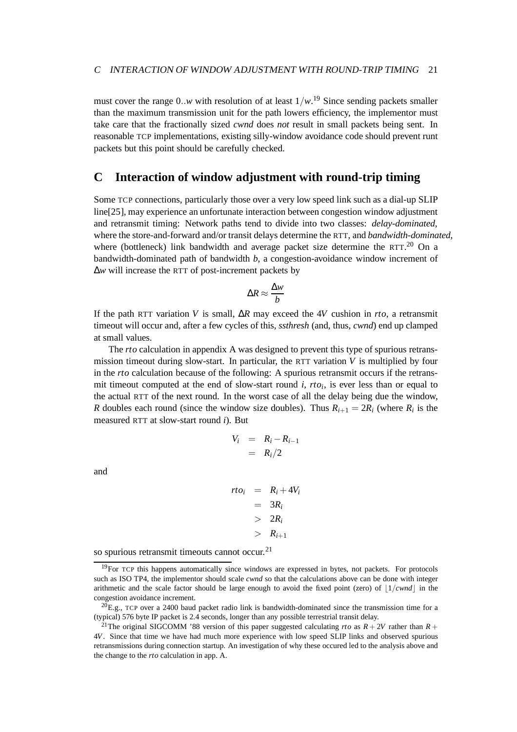must cover the range $0..w$ with resolution of at least $1/w$.[19] Since sending packets smaller than the maximum transmission unit for the path lowers efficiency, the implementor must take care that the fractionally sized *cwnd* does *not* result in small packets being sent. In reasonable TCP implementations, existing silly-window avoidance code should prevent runt packets but this point should be carefully checked.

## C Interaction of window adjustment with round-trip timing

Some TCP connections, particularly those over a very low speed link such as a dial-up SLIP line[25], may experience an unfortunate interaction between congestion window adjustment and retransmit timing: Network paths tend to divide into two classes: *delay-dominated*, where the store-and-forward and/or transit delays determine the RTT, and *bandwidth-dominated*, where (bottleneck) link bandwidth and average packet size determine the RTT.[20] On a bandwidth-dominated path of bandwidth $b$, a congestion-avoidance window increment of $\Delta w$ will increase the RTT of post-increment packets by

$$\Delta R \approx \frac{\Delta w}{b}$$

If the path RTT variation $V$ is small, $\Delta R$ may exceed the $4V$ cushion in $rto$, a retransmit timeout will occur and, after a few cycles of this, *ssthresh* (and, thus, *cwnd*) end up clamped at small values.

The $rto$ calculation in appendix A was designed to prevent this type of spurious retransmission timeout during slow-start. In particular, the RTT variation $V$ is multiplied by four in the $rto$ calculation because of the following: A spurious retransmit occurs if the retransmit timeout computed at the end of slow-start round $i$, $rto_i$, is ever less than or equal to the actual RTT of the next round. In the worst case of all the delay being due the window, $R$ doubles each round (since the window size doubles). Thus $R_{i+1} = 2R_i$ (where $R_i$ is the measured RTT at slow-start round $i$). But

$$\begin{aligned} V_i &= R_i - R_{i-1} \\ &= R_i/2 \end{aligned}$$

and

$$\begin{aligned} rto_i &= R_i + 4V_i \\ &= 3R_i \\ &> 2R_i \\ &> R_{i+1} \end{aligned}$$

so spurious retransmit timeouts cannot occur.[21]

---

[19] For TCP this happens automatically since windows are expressed in bytes, not packets. For protocols such as ISO TP4, the implementor should scale *cwnd* so that the calculations above can be done with integer arithmetic and the scale factor should be large enough to avoid the fixed point (zero) of $\lfloor 1/cwnd \rfloor$ in the congestion avoidance increment.

[20] E.g., TCP over a 2400 baud packet radio link is bandwidth-dominated since the transmission time for a (typical) 576 byte IP packet is 2.4 seconds, longer than any possible terrestrial transit delay.

[21] The original SIGCOMM '88 version of this paper suggested calculating $rto$ as $R + 2V$ rather than $R + 4V$. Since that time we have had much more experience with low speed SLIP links and observed spurious retransmissions during connection startup. An investigation of why these occured led to the analysis above and the change to the $rto$ calculation in app. A.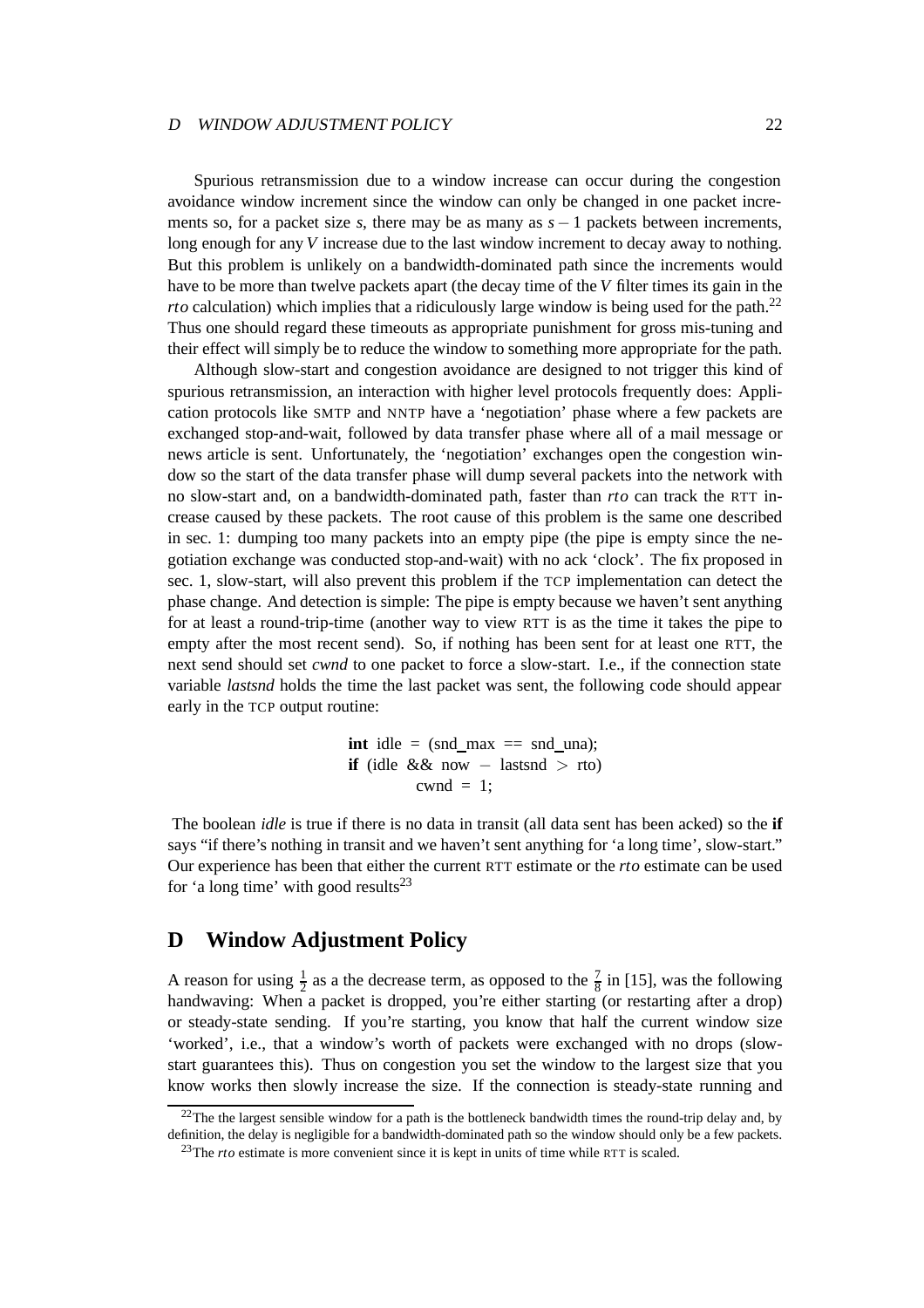Spurious retransmission due to a window increase can occur during the congestion avoidance window increment since the window can only be changed in one packet increments so, for a packet size $s$, there may be as many as $s - 1$ packets between increments, long enough for any $V$ increase due to the last window increment to decay away to nothing. But this problem is unlikely on a bandwidth-dominated path since the increments would have to be more than twelve packets apart (the decay time of the $V$ filter times its gain in the $rto$ calculation) which implies that a ridiculously large window is being used for the path.[22] Thus one should regard these timeouts as appropriate punishment for gross mis-tuning and their effect will simply be to reduce the window to something more appropriate for the path.

Although slow-start and congestion avoidance are designed to not trigger this kind of spurious retransmission, an interaction with higher level protocols frequently does: Application protocols like SMTP and NNTP have a 'negotiation' phase where a few packets are exchanged stop-and-wait, followed by data transfer phase where all of a mail message or news article is sent. Unfortunately, the 'negotiation' exchanges open the congestion window so the start of the data transfer phase will dump several packets into the network with no slow-start and, on a bandwidth-dominated path, faster than $rto$ can track the RTT increase caused by these packets. The root cause of this problem is the same one described in sec. 1: dumping too many packets into an empty pipe (the pipe is empty since the negotiation exchange was conducted stop-and-wait) with no ack 'clock'. The fix proposed in sec. 1, slow-start, will also prevent this problem if the TCP implementation can detect the phase change. And detection is simple: The pipe is empty because we haven't sent anything for at least a round-trip-time (another way to view RTT is as the time it takes the pipe to empty after the most recent send). So, if nothing has been sent for at least one RTT, the next send should set *cwnd* to one packet to force a slow-start. I.e., if the connection state variable *lastsnd* holds the time the last packet was sent, the following code should appear early in the TCP output routine:

```
int idle = (snd_max == snd_una);
if (idle && now - lastsnd > rto)
        cwnd = 1;
```

The boolean *idle* is true if there is no data in transit (all data sent has been acked) so the **if** says "if there's nothing in transit and we haven't sent anything for 'a long time', slow-start." Our experience has been that either the current RTT estimate or the $rto$ estimate can be used for 'a long time' with good results[23]

# D Window Adjustment Policy

A reason for using $\frac{1}{2}$ as a the decrease term, as opposed to the $\frac{7}{8}$ in [15], was the following handwaving: When a packet is dropped, you're either starting (or restarting after a drop) or steady-state sending. If you're starting, you know that half the current window size 'worked', i.e., that a window's worth of packets were exchanged with no drops (slow-start guarantees this). Thus on congestion you set the window to the largest size that you know works then slowly increase the size. If the connection is steady-state running and

[22] The the largest sensible window for a path is the bottleneck bandwidth times the round-trip delay and, by definition, the delay is negligible for a bandwidth-dominated path so the window should only be a few packets.

[23] The $rto$ estimate is more convenient since it is kept in units of time while RTT is scaled.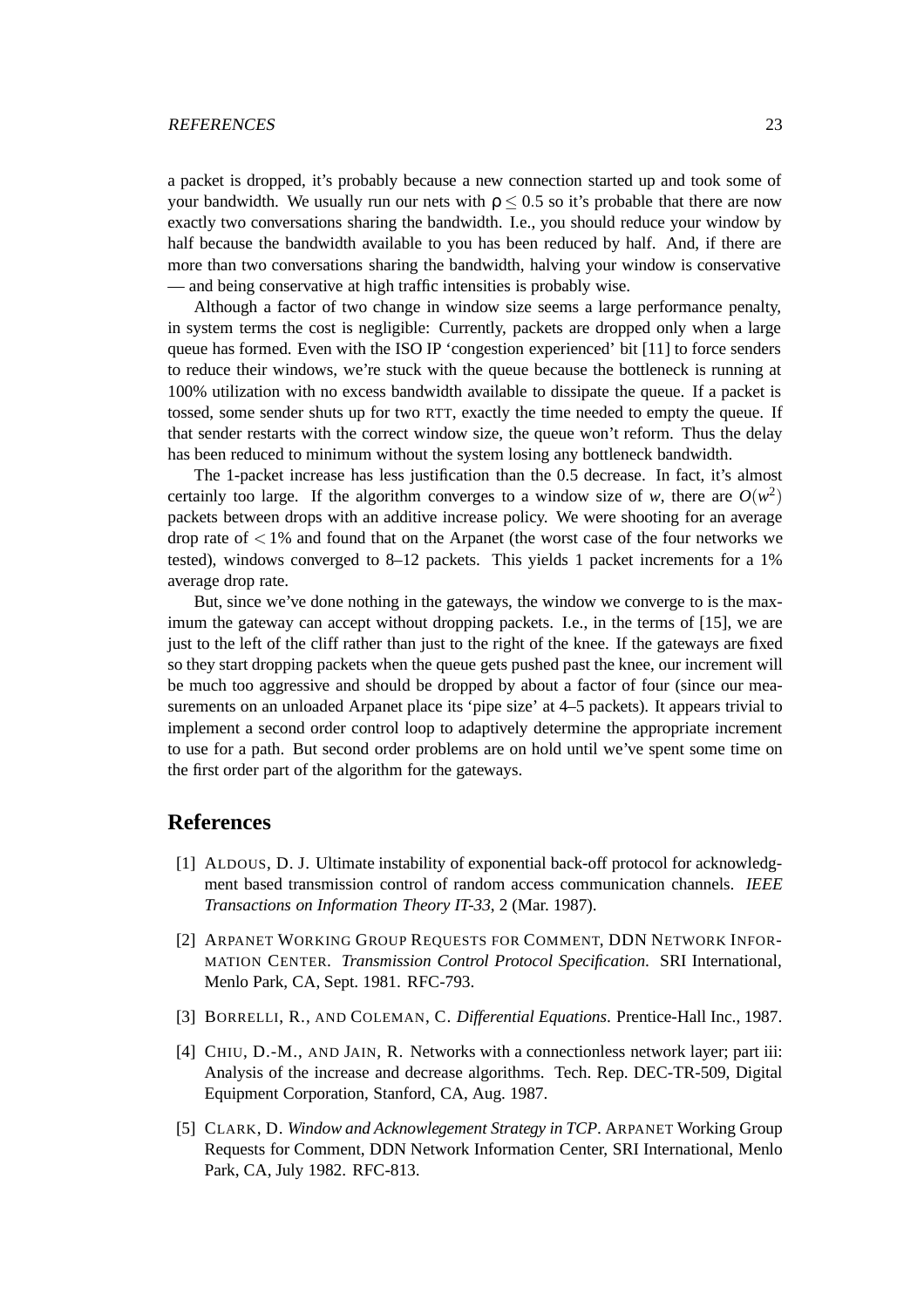a packet is dropped, it's probably because a new connection started up and took some of your bandwidth. We usually run our nets with $\rho \leq 0.5$ so it's probable that there are now exactly two conversations sharing the bandwidth. I.e., you should reduce your window by half because the bandwidth available to you has been reduced by half. And, if there are more than two conversations sharing the bandwidth, halving your window is conservative — and being conservative at high traffic intensities is probably wise.

Although a factor of two change in window size seems a large performance penalty, in system terms the cost is negligible: Currently, packets are dropped only when a large queue has formed. Even with the ISO IP 'congestion experienced' bit [11] to force senders to reduce their windows, we're stuck with the queue because the bottleneck is running at 100% utilization with no excess bandwidth available to dissipate the queue. If a packet is tossed, some sender shuts up for two RTT, exactly the time needed to empty the queue. If that sender restarts with the correct window size, the queue won't reform. Thus the delay has been reduced to minimum without the system losing any bottleneck bandwidth.

The 1-packet increase has less justification than the 0.5 decrease. In fact, it's almost certainly too large. If the algorithm converges to a window size of $w$, there are $O(w^2)$ packets between drops with an additive increase policy. We were shooting for an average drop rate of $< 1\%$ and found that on the Arpanet (the worst case of the four networks we tested), windows converged to 8–12 packets. This yields 1 packet increments for a 1% average drop rate.

But, since we've done nothing in the gateways, the window we converge to is the maximum the gateway can accept without dropping packets. I.e., in the terms of [15], we are just to the left of the cliff rather than just to the right of the knee. If the gateways are fixed so they start dropping packets when the queue gets pushed past the knee, our increment will be much too aggressive and should be dropped by about a factor of four (since our measurements on an unloaded Arpanet place its 'pipe size' at 4–5 packets). It appears trivial to implement a second order control loop to adaptively determine the appropriate increment to use for a path. But second order problems are on hold until we've spent some time on the first order part of the algorithm for the gateways.

# References

[1] ALDOUS, D. J. Ultimate instability of exponential back-off protocol for acknowledgment based transmission control of random access communication channels. *IEEE Transactions on Information Theory IT-33*, 2 (Mar. 1987).

[2] ARPANET WORKING GROUP REQUESTS FOR COMMENT, DDN NETWORK INFORMATION CENTER. *Transmission Control Protocol Specification*. SRI International, Menlo Park, CA, Sept. 1981. RFC-793.

[3] BORRELLI, R., AND COLEMAN, C. *Differential Equations*. Prentice-Hall Inc., 1987.

[4] CHIU, D.-M., AND JAIN, R. Networks with a connectionless network layer; part iii: Analysis of the increase and decrease algorithms. Tech. Rep. DEC-TR-509, Digital Equipment Corporation, Stanford, CA, Aug. 1987.

[5] CLARK, D. *Window and Acknowlegement Strategy in TCP*. ARPANET Working Group Requests for Comment, DDN Network Information Center, SRI International, Menlo Park, CA, July 1982. RFC-813.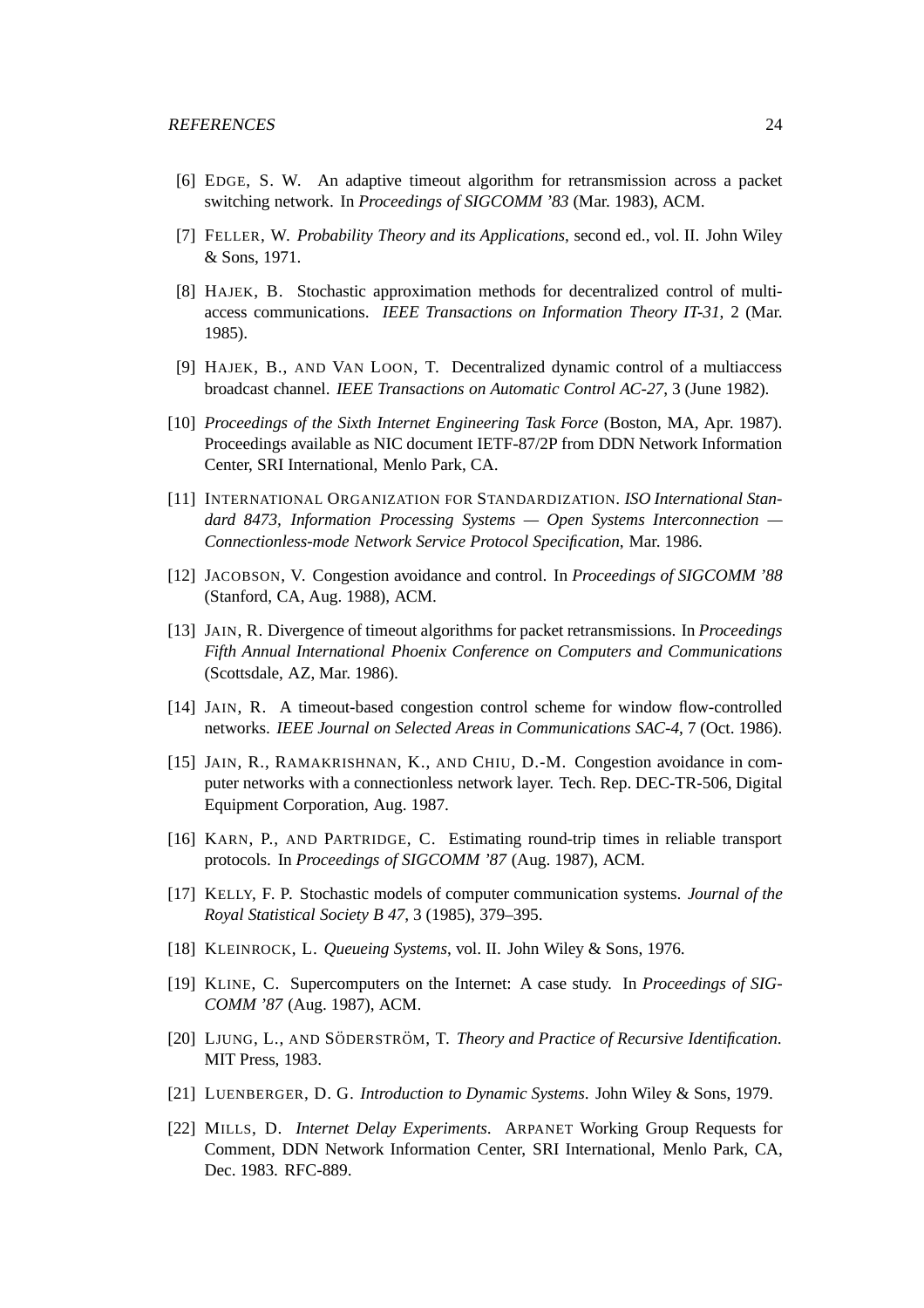[6] Edge, S. W. An adaptive timeout algorithm for retransmission across a packet switching network. In *Proceedings of SIGCOMM '83* (Mar. 1983), ACM.

[7] Feller, W. *Probability Theory and its Applications*, second ed., vol. II. John Wiley & Sons, 1971.

[8] Hajek, B. Stochastic approximation methods for decentralized control of multiaccess communications. *IEEE Transactions on Information Theory IT-31*, 2 (Mar. 1985).

[9] Hajek, B., and Van Loon, T. Decentralized dynamic control of a multiaccess broadcast channel. *IEEE Transactions on Automatic Control AC-27*, 3 (June 1982).

[10] *Proceedings of the Sixth Internet Engineering Task Force* (Boston, MA, Apr. 1987). Proceedings available as NIC document IETF-87/2P from DDN Network Information Center, SRI International, Menlo Park, CA.

[11] International Organization for Standardization. *ISO International Standard 8473, Information Processing Systems — Open Systems Interconnection — Connectionless-mode Network Service Protocol Specification*, Mar. 1986.

[12] Jacobson, V. Congestion avoidance and control. In *Proceedings of SIGCOMM '88* (Stanford, CA, Aug. 1988), ACM.

[13] Jain, R. Divergence of timeout algorithms for packet retransmissions. In *Proceedings Fifth Annual International Phoenix Conference on Computers and Communications* (Scottsdale, AZ, Mar. 1986).

[14] Jain, R. A timeout-based congestion control scheme for window flow-controlled networks. *IEEE Journal on Selected Areas in Communications SAC-4*, 7 (Oct. 1986).

[15] Jain, R., Ramakrishnan, K., and Chiu, D.-M. Congestion avoidance in computer networks with a connectionless network layer. Tech. Rep. DEC-TR-506, Digital Equipment Corporation, Aug. 1987.

[16] Karn, P., and Partridge, C. Estimating round-trip times in reliable transport protocols. In *Proceedings of SIGCOMM '87* (Aug. 1987), ACM.

[17] Kelly, F. P. Stochastic models of computer communication systems. *Journal of the Royal Statistical Society B 47*, 3 (1985), 379–395.

[18] Kleinrock, L. *Queueing Systems*, vol. II. John Wiley & Sons, 1976.

[19] Kline, C. Supercomputers on the Internet: A case study. In *Proceedings of SIGCOMM '87* (Aug. 1987), ACM.

[20] Ljung, L., and Söderström, T. *Theory and Practice of Recursive Identification*. MIT Press, 1983.

[21] Luenberger, D. G. *Introduction to Dynamic Systems*. John Wiley & Sons, 1979.

[22] Mills, D. *Internet Delay Experiments*. ARPANET Working Group Requests for Comment, DDN Network Information Center, SRI International, Menlo Park, CA, Dec. 1983. RFC-889.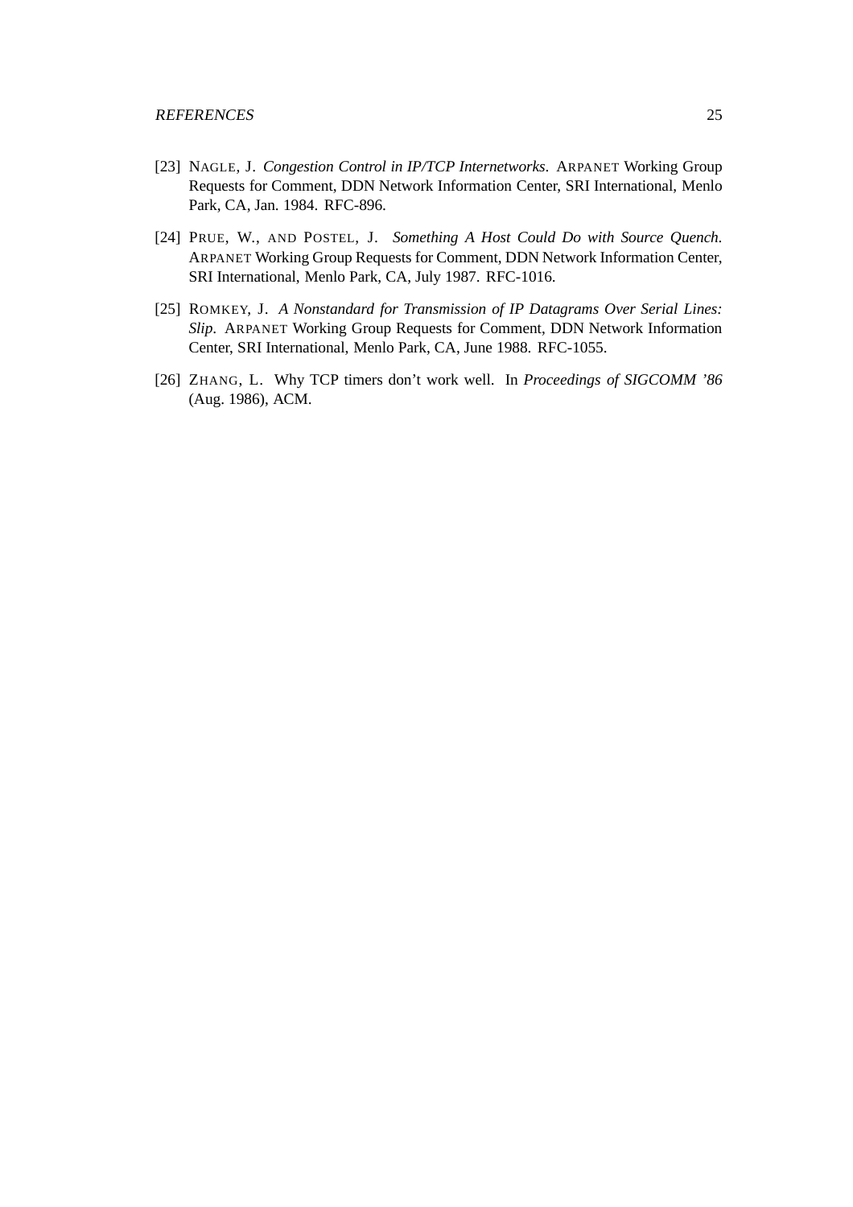[23] NAGLE, J. *Congestion Control in IP/TCP Internetworks*. ARPANET Working Group Requests for Comment, DDN Network Information Center, SRI International, Menlo Park, CA, Jan. 1984. RFC-896.

[24] PRUE, W., AND POSTEL, J. *Something A Host Could Do with Source Quench*. ARPANET Working Group Requests for Comment, DDN Network Information Center, SRI International, Menlo Park, CA, July 1987. RFC-1016.

[25] ROMKEY, J. *A Nonstandard for Transmission of IP Datagrams Over Serial Lines: Slip*. ARPANET Working Group Requests for Comment, DDN Network Information Center, SRI International, Menlo Park, CA, June 1988. RFC-1055.

[26] ZHANG, L. Why TCP timers don't work well. In *Proceedings of SIGCOMM '86* (Aug. 1986), ACM.